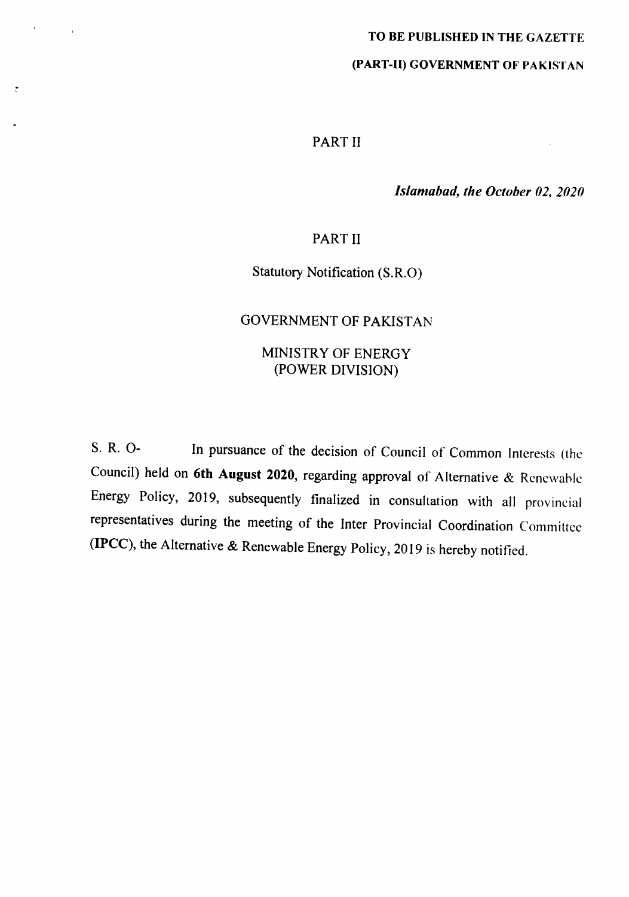**TO BE PUBLISHED IN THE GAZETTE**

**(PART-II) GOVERNMENT OF PAKISTAN**

PART II

***Islamabad, the October 02, 2020***

PART II

Statutory Notification (S.R.O)

GOVERNMENT OF PAKISTAN

MINISTRY OF ENERGY
(POWER DIVISION)

S. R. O- In pursuance of the decision of Council of Common Interests (the Council) held on **6th August 2020**, regarding approval of Alternative & Renewable Energy Policy, 2019, subsequently finalized in consultation with all provincial representatives during the meeting of the Inter Provincial Coordination Committee (**IPCC**), the Alternative & Renewable Energy Policy, 2019 is hereby notified.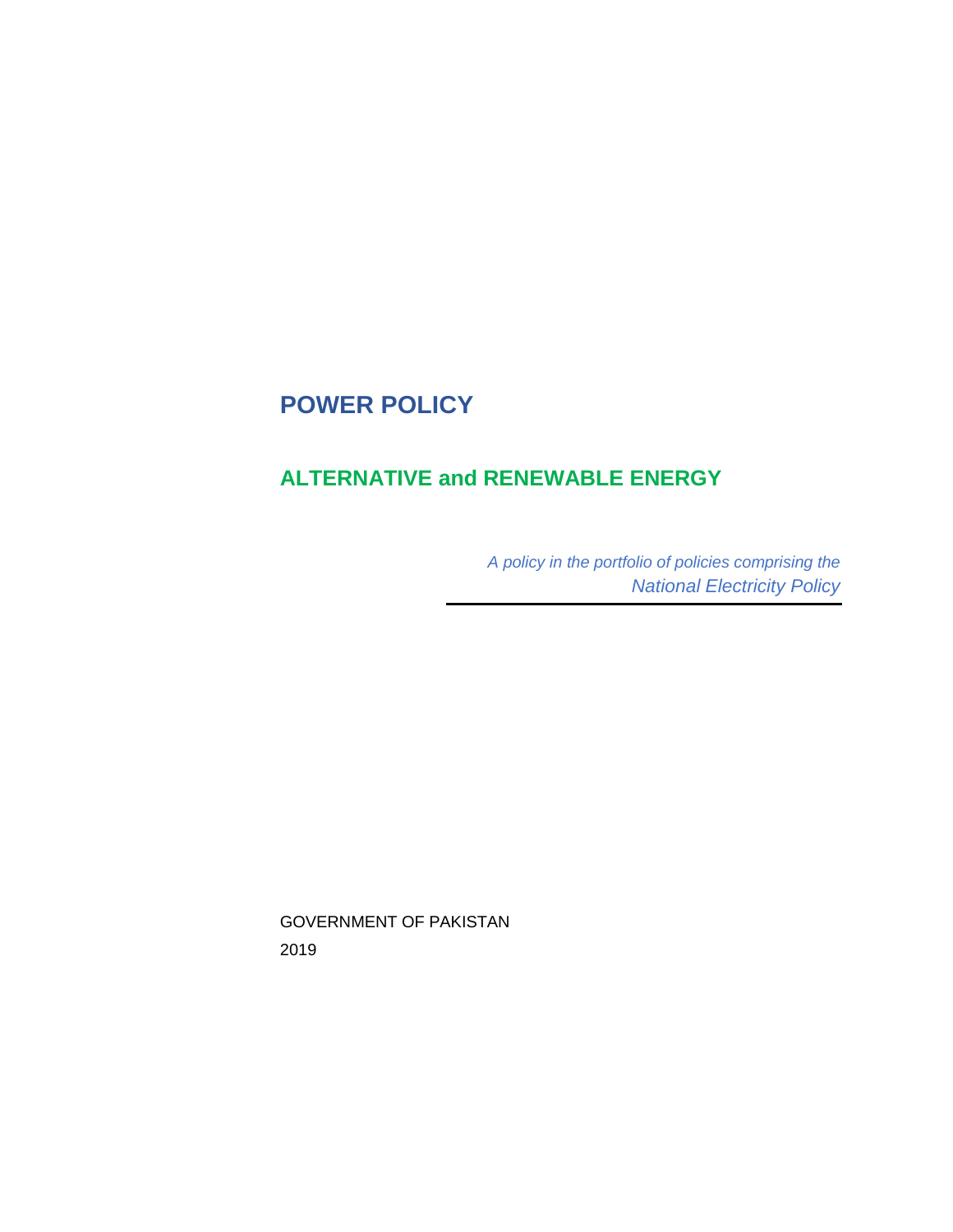# POWER POLICY

## ALTERNATIVE and RENEWABLE ENERGY

*A policy in the portfolio of policies comprising the National Electricity Policy*

---

GOVERNMENT OF PAKISTAN

2019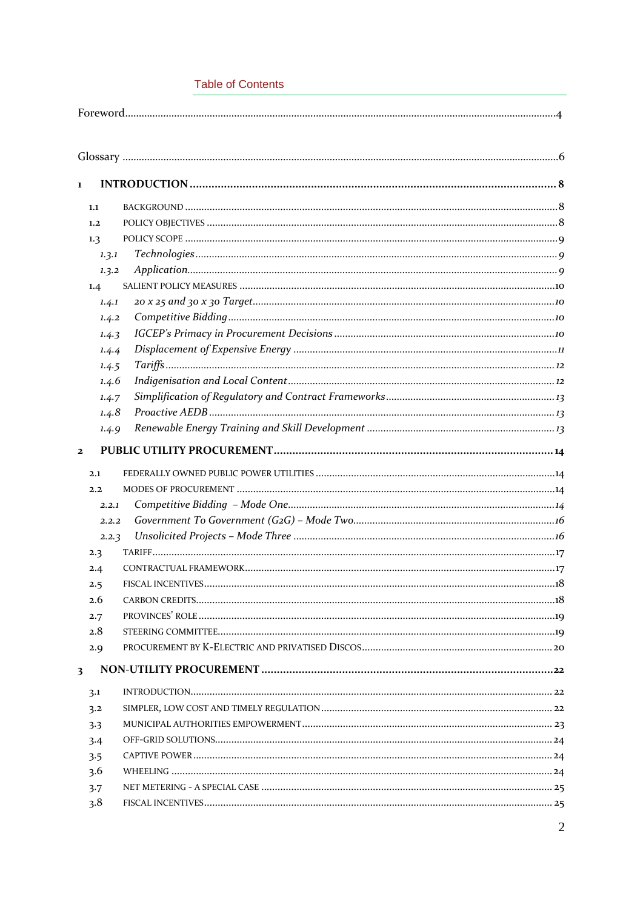## Table of Contents

Foreword....................................................................................................................4

Glossary ....................................................................................................................6

**1 INTRODUCTION ..................................................................................................... 8**

1.1 BACKGROUND ......................................................................................................8

1.2 POLICY OBJECTIVES ..............................................................................................8

1.3 POLICY SCOPE ......................................................................................................9

*1.3.1 Technologies ..............................................................................................9*

*1.3.2 Application...................................................................................................9*

1.4 SALIENT POLICY MEASURES ..................................................................................10

*1.4.1 20 x 25 and 30 x 30 Target..........................................................................10*

*1.4.2 Competitive Bidding ....................................................................................10*

*1.4.3 IGCEP's Primacy in Procurement Decisions ..................................................10*

*1.4.4 Displacement of Expensive Energy ..............................................................11*

*1.4.5 Tariffs .........................................................................................................12*

*1.4.6 Indigenisation and Local Content..................................................................12*

*1.4.7 Simplification of Regulatory and Contract Frameworks ...................................13*

*1.4.8 Proactive AEDB ............................................................................................13*

*1.4.9 Renewable Energy Training and Skill Development ........................................13*

**2 PUBLIC UTILITY PROCUREMENT.........................................................................14**

2.1 FEDERALLY OWNED PUBLIC POWER UTILITIES .....................................................14

2.2 MODES OF PROCUREMENT ..................................................................................14

*2.2.1 Competitive Bidding – Mode One..................................................................14*

*2.2.2 Government To Government (G2G) – Mode Two............................................16*

*2.2.3 Unsolicited Projects – Mode Three ................................................................16*

2.3 TARIFF..................................................................................................................17

2.4 CONTRACTUAL FRAMEWORK.................................................................................17

2.5 FISCAL INCENTIVES...............................................................................................18

2.6 CARBON CREDITS..................................................................................................18

2.7 PROVINCES' ROLE ..................................................................................................19

2.8 STEERING COMMITTEE............................................................................................19

2.9 PROCUREMENT BY K-ELECTRIC AND PRIVATISED DISCOS ........................................20

**3 NON-UTILITY PROCUREMENT ............................................................................22**

3.1 INTRODUCTION......................................................................................................22

3.2 SIMPLER, LOW COST AND TIMELY REGULATION .......................................................22

3.3 MUNICIPAL AUTHORITIES EMPOWERMENT................................................................23

3.4 OFF-GRID SOLUTIONS..............................................................................................24

3.5 CAPTIVE POWER .....................................................................................................24

3.6 WHEELING ..............................................................................................................24

3.7 NET METERING - A SPECIAL CASE ...........................................................................25

3.8 FISCAL INCENTIVES.................................................................................................25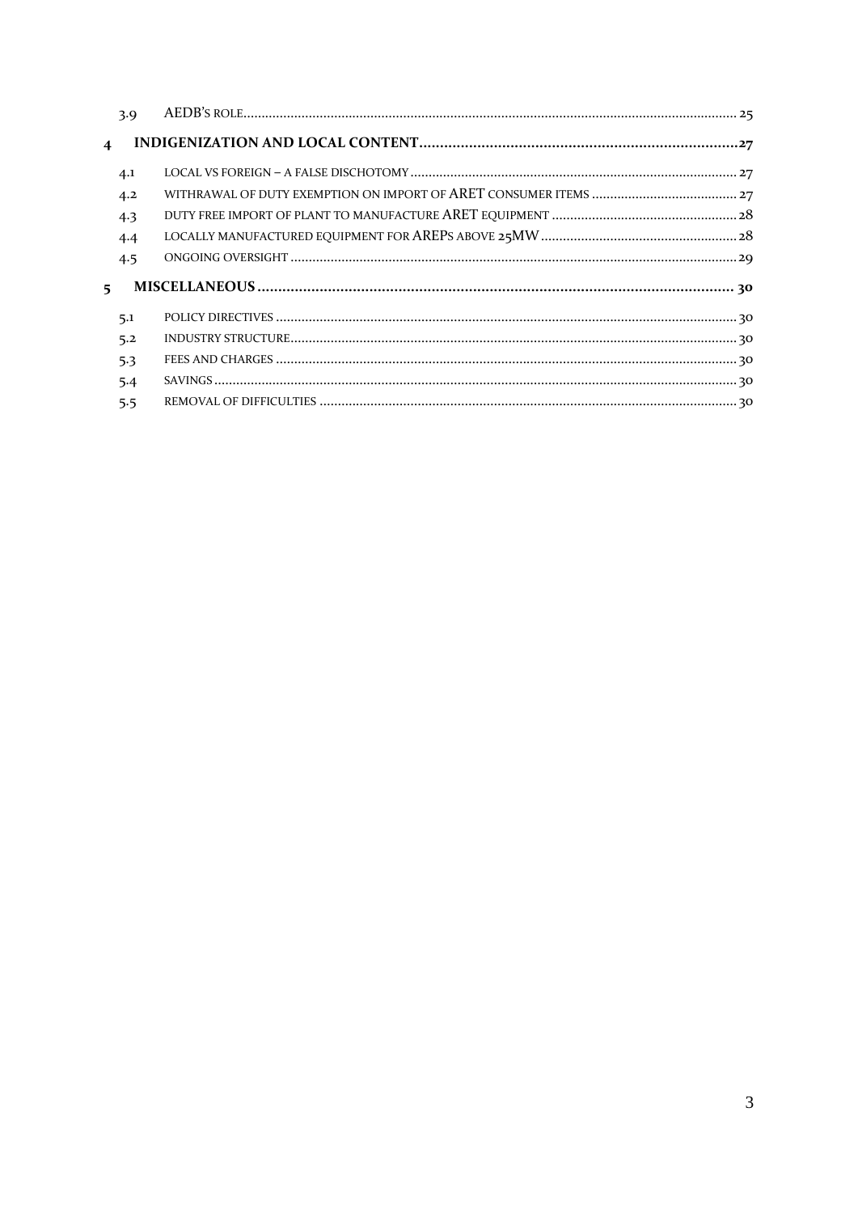3.9 AEDB'S ROLE........................................................................................................................................ 25

**4 INDIGENIZATION AND LOCAL CONTENT.............................................................................27**

4.1 LOCAL VS FOREIGN – A FALSE DISCHOTOMY.......................................................................................... 27

4.2 WITHRAWAL OF DUTY EXEMPTION ON IMPORT OF ARET CONSUMER ITEMS ........................................ 27

4.3 DUTY FREE IMPORT OF PLANT TO MANUFACTURE ARET EQUIPMENT ................................................... 28

4.4 LOCALLY MANUFACTURED EQUIPMENT FOR AREPS ABOVE 25MW ...................................................... 28

4.5 ONGOING OVERSIGHT ........................................................................................................................... 29

**5 MISCELLANEOUS ................................................................................................................... 30**

5.1 POLICY DIRECTIVES ............................................................................................................................... 30

5.2 INDUSTRY STRUCTURE........................................................................................................................... 30

5.3 FEES AND CHARGES ............................................................................................................................... 30

5.4 SAVINGS ................................................................................................................................................. 30

5.5 REMOVAL OF DIFFICULTIES ................................................................................................................... 30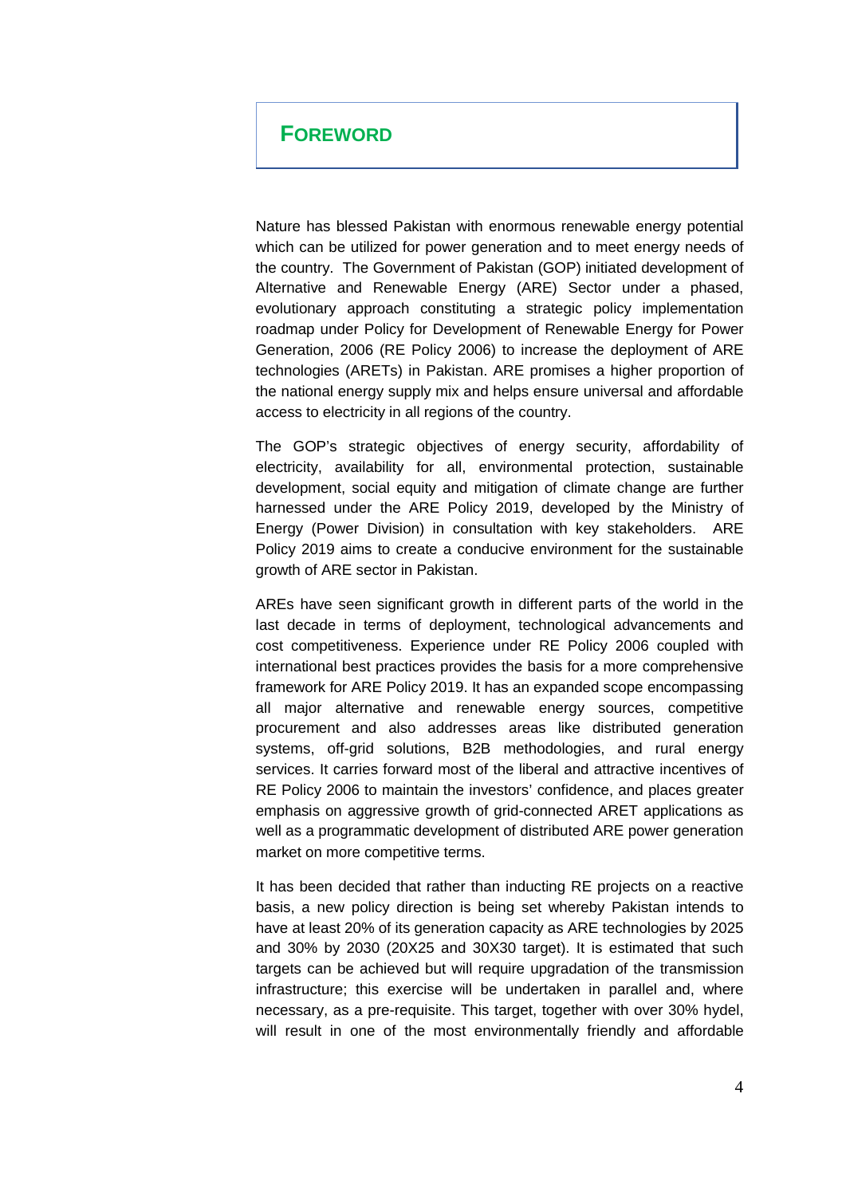# FOREWORD

Nature has blessed Pakistan with enormous renewable energy potential which can be utilized for power generation and to meet energy needs of the country. The Government of Pakistan (GOP) initiated development of Alternative and Renewable Energy (ARE) Sector under a phased, evolutionary approach constituting a strategic policy implementation roadmap under Policy for Development of Renewable Energy for Power Generation, 2006 (RE Policy 2006) to increase the deployment of ARE technologies (ARETs) in Pakistan. ARE promises a higher proportion of the national energy supply mix and helps ensure universal and affordable access to electricity in all regions of the country.

The GOP's strategic objectives of energy security, affordability of electricity, availability for all, environmental protection, sustainable development, social equity and mitigation of climate change are further harnessed under the ARE Policy 2019, developed by the Ministry of Energy (Power Division) in consultation with key stakeholders. ARE Policy 2019 aims to create a conducive environment for the sustainable growth of ARE sector in Pakistan.

AREs have seen significant growth in different parts of the world in the last decade in terms of deployment, technological advancements and cost competitiveness. Experience under RE Policy 2006 coupled with international best practices provides the basis for a more comprehensive framework for ARE Policy 2019. It has an expanded scope encompassing all major alternative and renewable energy sources, competitive procurement and also addresses areas like distributed generation systems, off-grid solutions, B2B methodologies, and rural energy services. It carries forward most of the liberal and attractive incentives of RE Policy 2006 to maintain the investors' confidence, and places greater emphasis on aggressive growth of grid-connected ARET applications as well as a programmatic development of distributed ARE power generation market on more competitive terms.

It has been decided that rather than inducting RE projects on a reactive basis, a new policy direction is being set whereby Pakistan intends to have at least 20% of its generation capacity as ARE technologies by 2025 and 30% by 2030 (20X25 and 30X30 target). It is estimated that such targets can be achieved but will require upgradation of the transmission infrastructure; this exercise will be undertaken in parallel and, where necessary, as a pre-requisite. This target, together with over 30% hydel, will result in one of the most environmentally friendly and affordable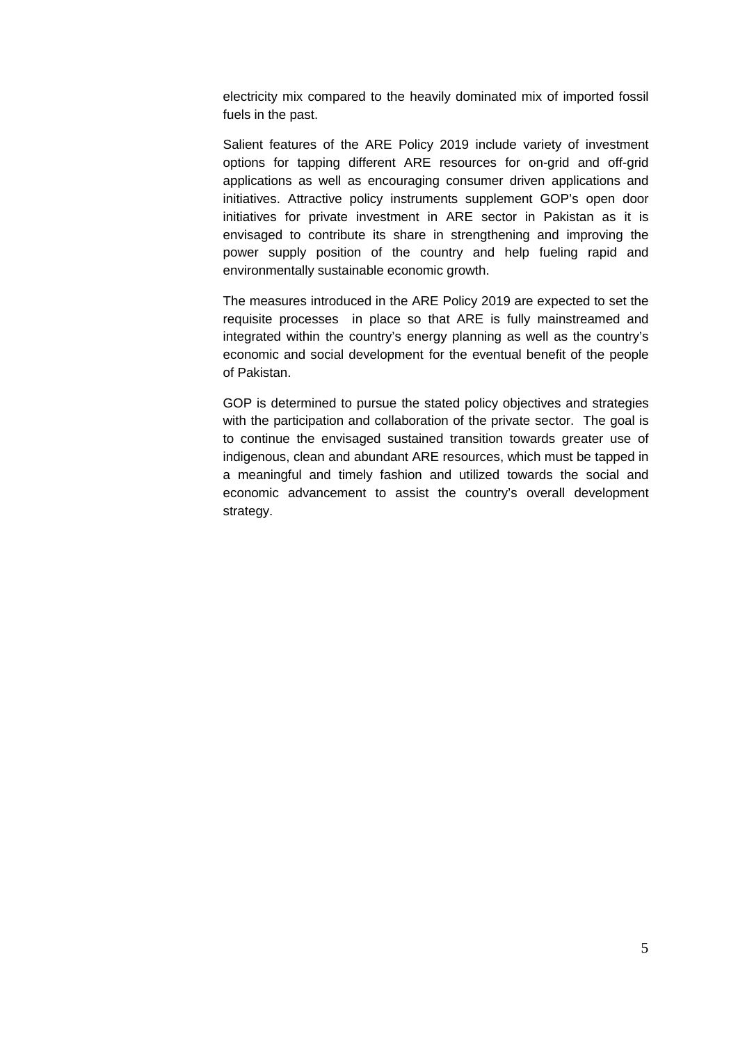electricity mix compared to the heavily dominated mix of imported fossil fuels in the past.

Salient features of the ARE Policy 2019 include variety of investment options for tapping different ARE resources for on-grid and off-grid applications as well as encouraging consumer driven applications and initiatives. Attractive policy instruments supplement GOP's open door initiatives for private investment in ARE sector in Pakistan as it is envisaged to contribute its share in strengthening and improving the power supply position of the country and help fueling rapid and environmentally sustainable economic growth.

The measures introduced in the ARE Policy 2019 are expected to set the requisite processes in place so that ARE is fully mainstreamed and integrated within the country's energy planning as well as the country's economic and social development for the eventual benefit of the people of Pakistan.

GOP is determined to pursue the stated policy objectives and strategies with the participation and collaboration of the private sector. The goal is to continue the envisaged sustained transition towards greater use of indigenous, clean and abundant ARE resources, which must be tapped in a meaningful and timely fashion and utilized towards the social and economic advancement to assist the country's overall development strategy.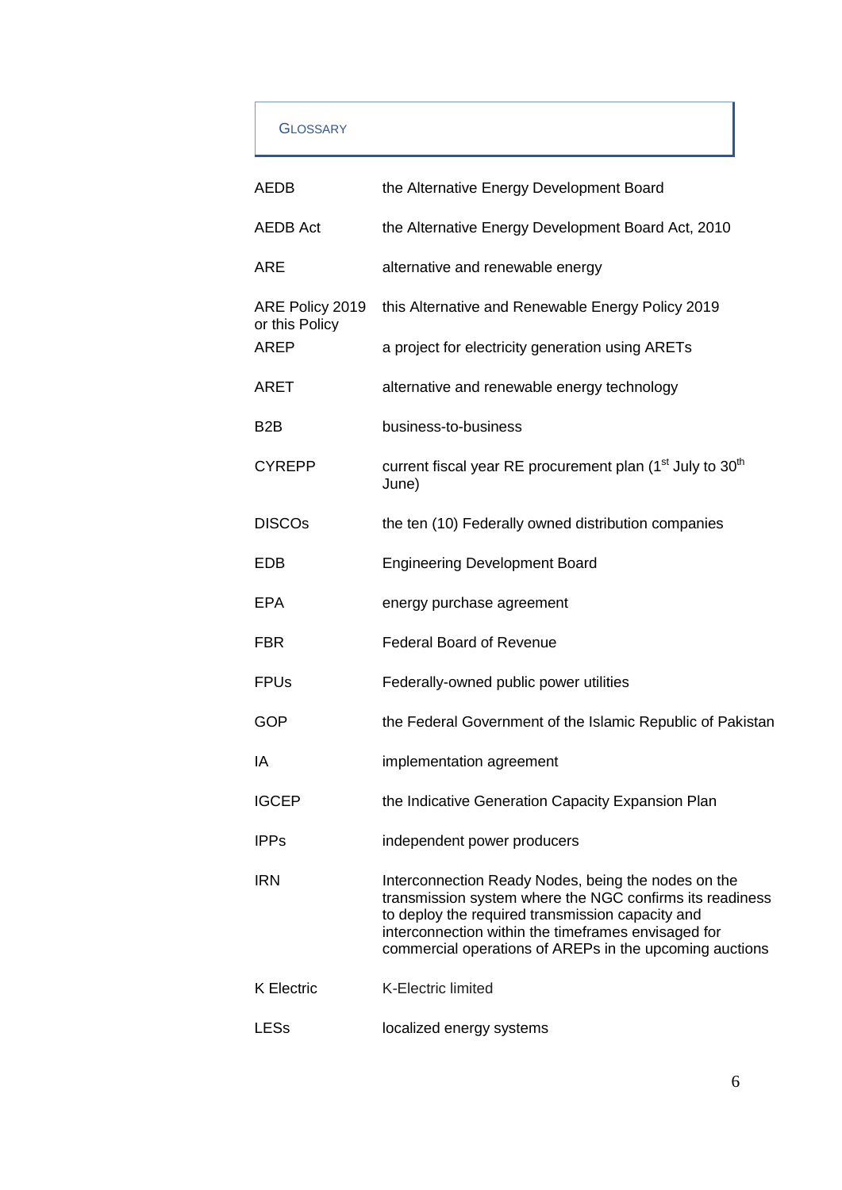## GLOSSARY

| | |
|---|---|
| AEDB | the Alternative Energy Development Board |
| AEDB Act | the Alternative Energy Development Board Act, 2010 |
| ARE | alternative and renewable energy |
| ARE Policy 2019 or this Policy | this Alternative and Renewable Energy Policy 2019 |
| AREP | a project for electricity generation using ARETs |
| ARET | alternative and renewable energy technology |
| B2B | business-to-business |
| CYREPP | current fiscal year RE procurement plan (1st July to 30th June) |
| DISCOs | the ten (10) Federally owned distribution companies |
| EDB | Engineering Development Board |
| EPA | energy purchase agreement |
| FBR | Federal Board of Revenue |
| FPUs | Federally-owned public power utilities |
| GOP | the Federal Government of the Islamic Republic of Pakistan |
| IA | implementation agreement |
| IGCEP | the Indicative Generation Capacity Expansion Plan |
| IPPs | independent power producers |
| IRN | Interconnection Ready Nodes, being the nodes on the transmission system where the NGC confirms its readiness to deploy the required transmission capacity and interconnection within the timeframes envisaged for commercial operations of AREPs in the upcoming auctions |
| K Electric | K-Electric limited |
| LESs | localized energy systems |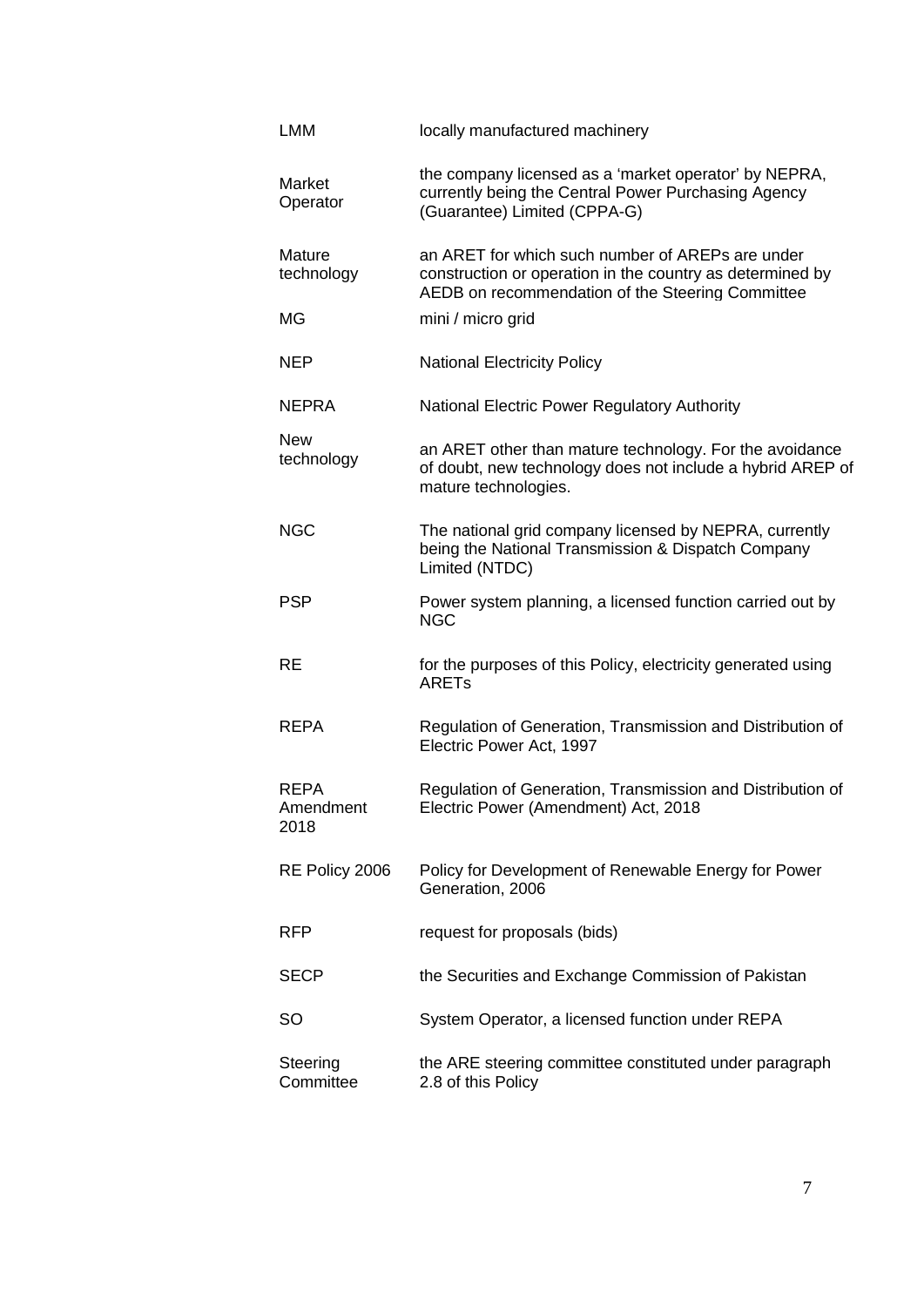| | |
|---|---|
| LMM | locally manufactured machinery |
| Market Operator | the company licensed as a 'market operator' by NEPRA, currently being the Central Power Purchasing Agency (Guarantee) Limited (CPPA-G) |
| Mature technology | an ARET for which such number of AREPs are under construction or operation in the country as determined by AEDB on recommendation of the Steering Committee |
| MG | mini / micro grid |
| NEP | National Electricity Policy |
| NEPRA | National Electric Power Regulatory Authority |
| New technology | an ARET other than mature technology. For the avoidance of doubt, new technology does not include a hybrid AREP of mature technologies. |
| NGC | The national grid company licensed by NEPRA, currently being the National Transmission & Dispatch Company Limited (NTDC) |
| PSP | Power system planning, a licensed function carried out by NGC |
| RE | for the purposes of this Policy, electricity generated using ARETs |
| REPA | Regulation of Generation, Transmission and Distribution of Electric Power Act, 1997 |
| REPA Amendment 2018 | Regulation of Generation, Transmission and Distribution of Electric Power (Amendment) Act, 2018 |
| RE Policy 2006 | Policy for Development of Renewable Energy for Power Generation, 2006 |
| RFP | request for proposals (bids) |
| SECP | the Securities and Exchange Commission of Pakistan |
| SO | System Operator, a licensed function under REPA |
| Steering Committee | the ARE steering committee constituted under paragraph 2.8 of this Policy |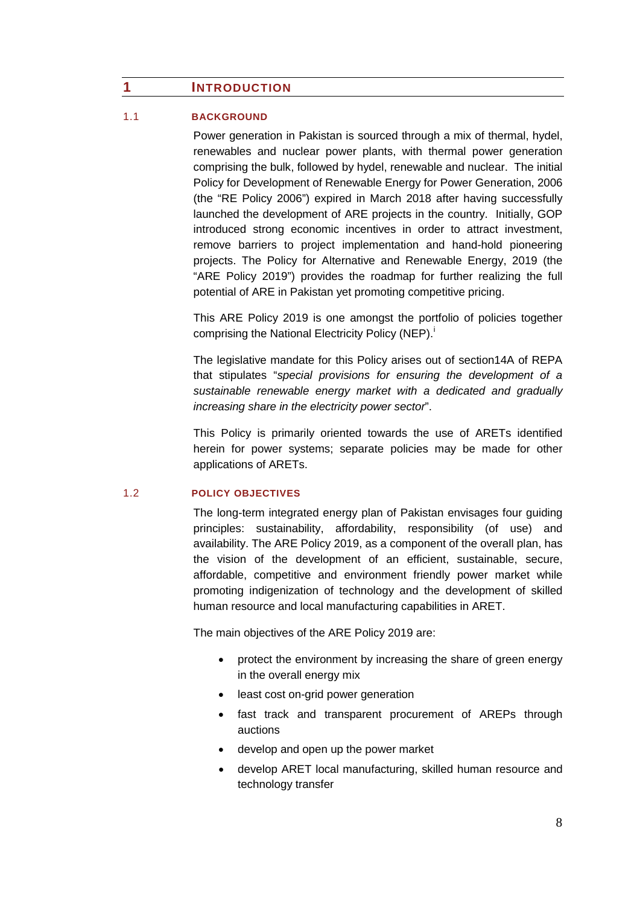# 1 INTRODUCTION

## 1.1 BACKGROUND

Power generation in Pakistan is sourced through a mix of thermal, hydel, renewables and nuclear power plants, with thermal power generation comprising the bulk, followed by hydel, renewable and nuclear. The initial Policy for Development of Renewable Energy for Power Generation, 2006 (the "RE Policy 2006") expired in March 2018 after having successfully launched the development of ARE projects in the country. Initially, GOP introduced strong economic incentives in order to attract investment, remove barriers to project implementation and hand-hold pioneering projects. The Policy for Alternative and Renewable Energy, 2019 (the "ARE Policy 2019") provides the roadmap for further realizing the full potential of ARE in Pakistan yet promoting competitive pricing.

This ARE Policy 2019 is one amongst the portfolio of policies together comprising the National Electricity Policy (NEP).[i]

The legislative mandate for this Policy arises out of section14A of REPA that stipulates "*special provisions for ensuring the development of a sustainable renewable energy market with a dedicated and gradually increasing share in the electricity power sector*".

This Policy is primarily oriented towards the use of ARETs identified herein for power systems; separate policies may be made for other applications of ARETs.

## 1.2 POLICY OBJECTIVES

The long-term integrated energy plan of Pakistan envisages four guiding principles: sustainability, affordability, responsibility (of use) and availability. The ARE Policy 2019, as a component of the overall plan, has the vision of the development of an efficient, sustainable, secure, affordable, competitive and environment friendly power market while promoting indigenization of technology and the development of skilled human resource and local manufacturing capabilities in ARET.

The main objectives of the ARE Policy 2019 are:

- protect the environment by increasing the share of green energy in the overall energy mix
- least cost on-grid power generation
- fast track and transparent procurement of AREPs through auctions
- develop and open up the power market
- develop ARET local manufacturing, skilled human resource and technology transfer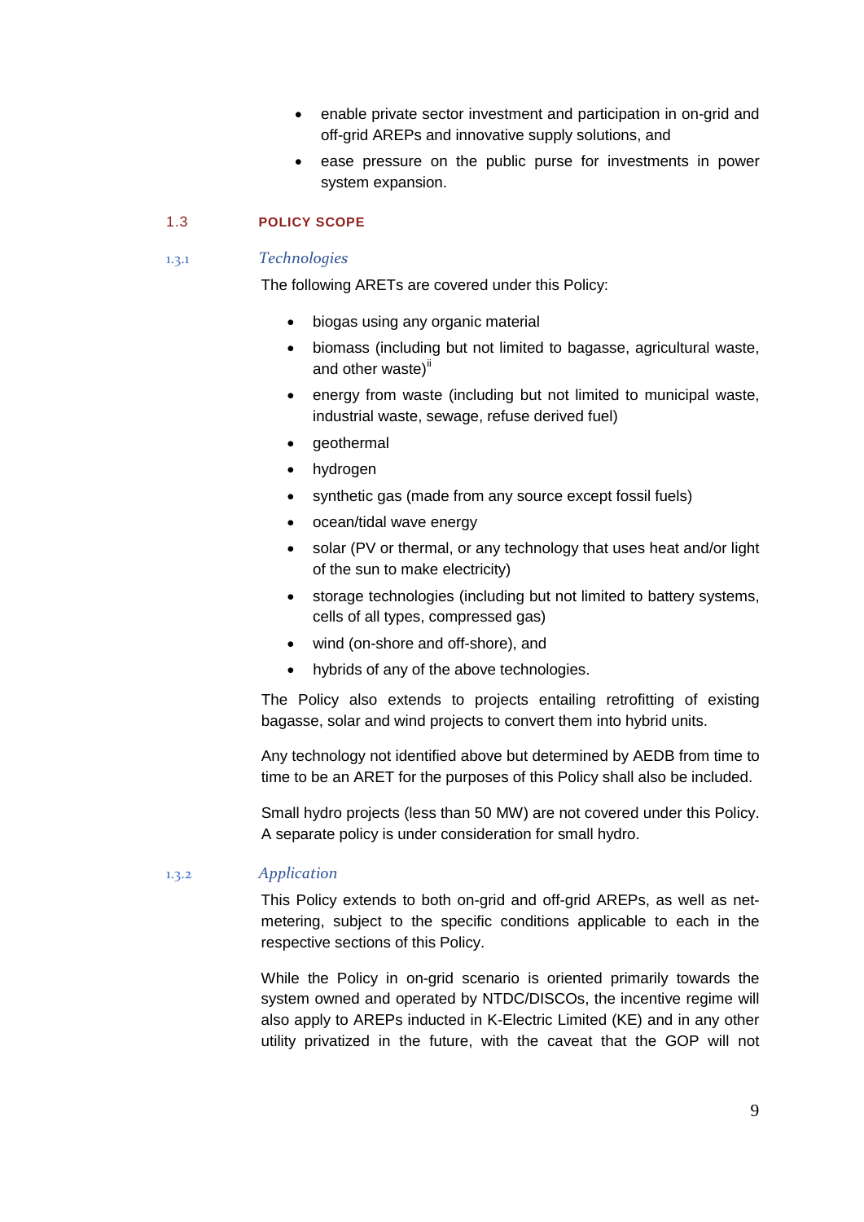- enable private sector investment and participation in on-grid and off-grid AREPs and innovative supply solutions, and
- ease pressure on the public purse for investments in power system expansion.

## 1.3 POLICY SCOPE

### 1.3.1 *Technologies*

The following ARETs are covered under this Policy:

- biogas using any organic material
- biomass (including but not limited to bagasse, agricultural waste, and other waste)[ii]
- energy from waste (including but not limited to municipal waste, industrial waste, sewage, refuse derived fuel)
- geothermal
- hydrogen
- synthetic gas (made from any source except fossil fuels)
- ocean/tidal wave energy
- solar (PV or thermal, or any technology that uses heat and/or light of the sun to make electricity)
- storage technologies (including but not limited to battery systems, cells of all types, compressed gas)
- wind (on-shore and off-shore), and
- hybrids of any of the above technologies.

The Policy also extends to projects entailing retrofitting of existing bagasse, solar and wind projects to convert them into hybrid units.

Any technology not identified above but determined by AEDB from time to time to be an ARET for the purposes of this Policy shall also be included.

Small hydro projects (less than 50 MW) are not covered under this Policy. A separate policy is under consideration for small hydro.

### 1.3.2 *Application*

This Policy extends to both on-grid and off-grid AREPs, as well as net-metering, subject to the specific conditions applicable to each in the respective sections of this Policy.

While the Policy in on-grid scenario is oriented primarily towards the system owned and operated by NTDC/DISCOs, the incentive regime will also apply to AREPs inducted in K-Electric Limited (KE) and in any other utility privatized in the future, with the caveat that the GOP will not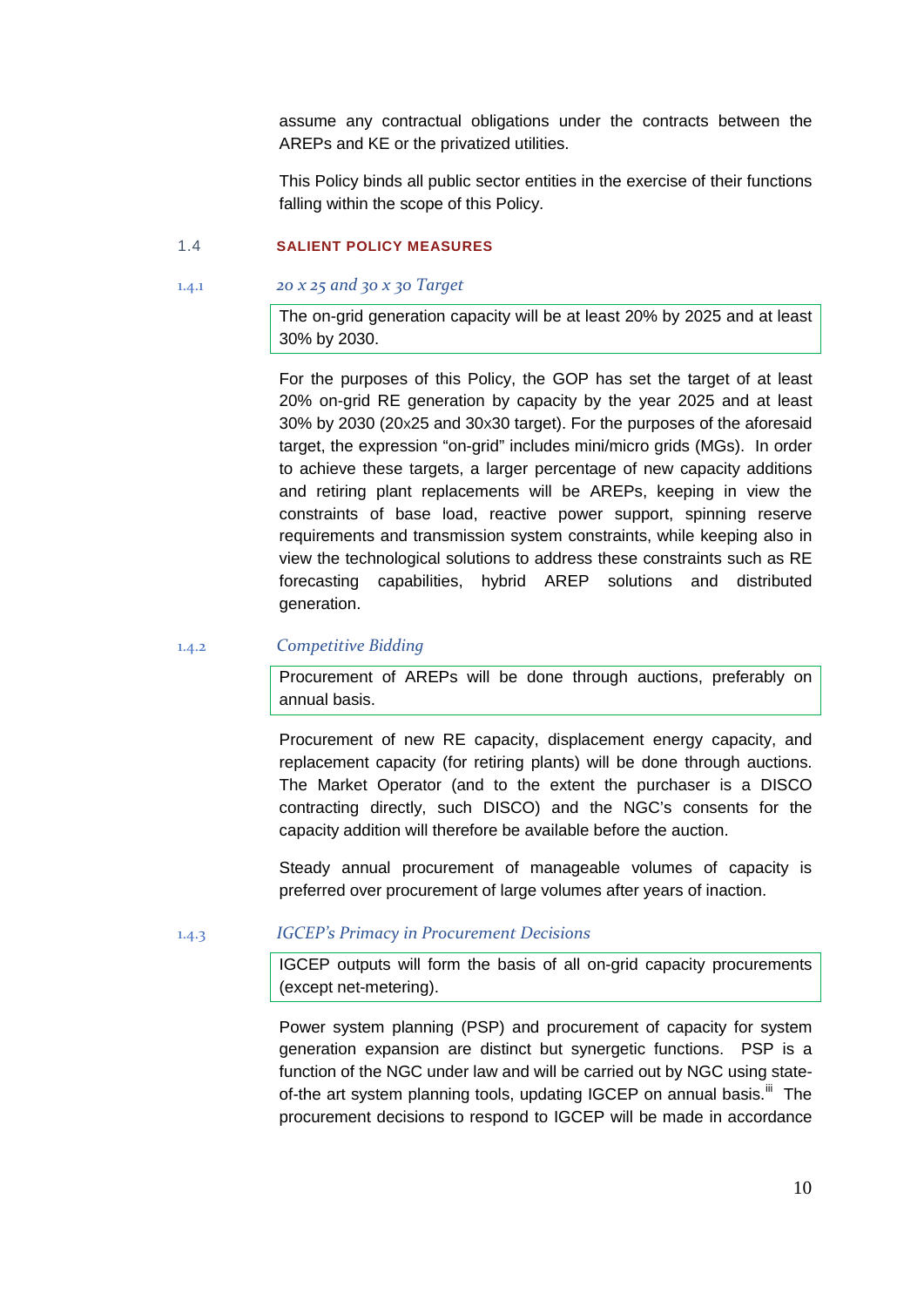assume any contractual obligations under the contracts between the AREPs and KE or the privatized utilities.

This Policy binds all public sector entities in the exercise of their functions falling within the scope of this Policy.

## 1.4 SALIENT POLICY MEASURES

### 1.4.1 *20 x 25 and 30 x 30 Target*

> The on-grid generation capacity will be at least 20% by 2025 and at least 30% by 2030.

For the purposes of this Policy, the GOP has set the target of at least 20% on-grid RE generation by capacity by the year 2025 and at least 30% by 2030 (20x25 and 30x30 target). For the purposes of the aforesaid target, the expression "on-grid" includes mini/micro grids (MGs). In order to achieve these targets, a larger percentage of new capacity additions and retiring plant replacements will be AREPs, keeping in view the constraints of base load, reactive power support, spinning reserve requirements and transmission system constraints, while keeping also in view the technological solutions to address these constraints such as RE forecasting capabilities, hybrid AREP solutions and distributed generation.

### 1.4.2 *Competitive Bidding*

> Procurement of AREPs will be done through auctions, preferably on annual basis.

Procurement of new RE capacity, displacement energy capacity, and replacement capacity (for retiring plants) will be done through auctions. The Market Operator (and to the extent the purchaser is a DISCO contracting directly, such DISCO) and the NGC's consents for the capacity addition will therefore be available before the auction.

Steady annual procurement of manageable volumes of capacity is preferred over procurement of large volumes after years of inaction.

### 1.4.3 *IGCEP's Primacy in Procurement Decisions*

> IGCEP outputs will form the basis of all on-grid capacity procurements (except net-metering).

Power system planning (PSP) and procurement of capacity for system generation expansion are distinct but synergetic functions. PSP is a function of the NGC under law and will be carried out by NGC using state-of-the art system planning tools, updating IGCEP on annual basis.[iii] The procurement decisions to respond to IGCEP will be made in accordance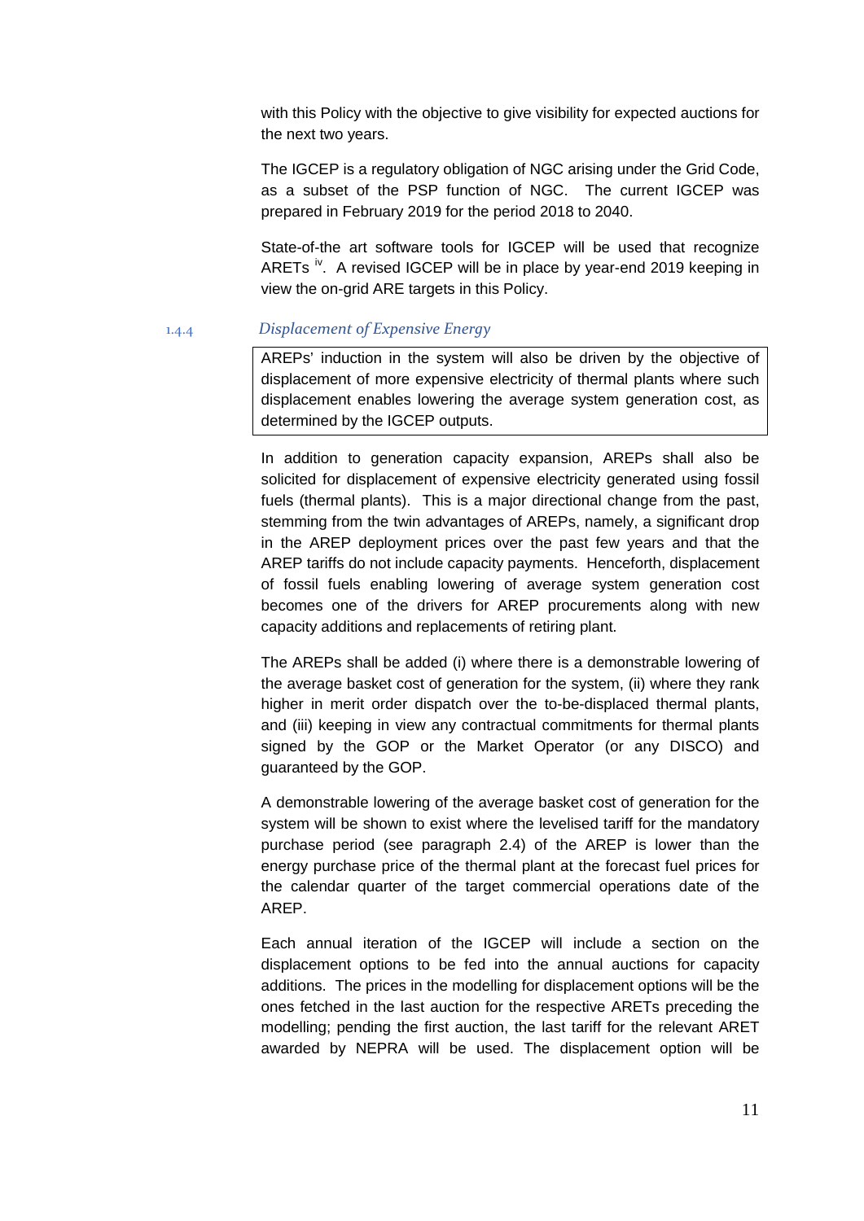with this Policy with the objective to give visibility for expected auctions for the next two years.

The IGCEP is a regulatory obligation of NGC arising under the Grid Code, as a subset of the PSP function of NGC. The current IGCEP was prepared in February 2019 for the period 2018 to 2040.

State-of-the art software tools for IGCEP will be used that recognize ARETs [iv]. A revised IGCEP will be in place by year-end 2019 keeping in view the on-grid ARE targets in this Policy.

### 1.4.4 *Displacement of Expensive Energy*

> AREPs' induction in the system will also be driven by the objective of displacement of more expensive electricity of thermal plants where such displacement enables lowering the average system generation cost, as determined by the IGCEP outputs.

In addition to generation capacity expansion, AREPs shall also be solicited for displacement of expensive electricity generated using fossil fuels (thermal plants). This is a major directional change from the past, stemming from the twin advantages of AREPs, namely, a significant drop in the AREP deployment prices over the past few years and that the AREP tariffs do not include capacity payments. Henceforth, displacement of fossil fuels enabling lowering of average system generation cost becomes one of the drivers for AREP procurements along with new capacity additions and replacements of retiring plant.

The AREPs shall be added (i) where there is a demonstrable lowering of the average basket cost of generation for the system, (ii) where they rank higher in merit order dispatch over the to-be-displaced thermal plants, and (iii) keeping in view any contractual commitments for thermal plants signed by the GOP or the Market Operator (or any DISCO) and guaranteed by the GOP.

A demonstrable lowering of the average basket cost of generation for the system will be shown to exist where the levelised tariff for the mandatory purchase period (see paragraph 2.4) of the AREP is lower than the energy purchase price of the thermal plant at the forecast fuel prices for the calendar quarter of the target commercial operations date of the AREP.

Each annual iteration of the IGCEP will include a section on the displacement options to be fed into the annual auctions for capacity additions. The prices in the modelling for displacement options will be the ones fetched in the last auction for the respective ARETs preceding the modelling; pending the first auction, the last tariff for the relevant ARET awarded by NEPRA will be used. The displacement option will be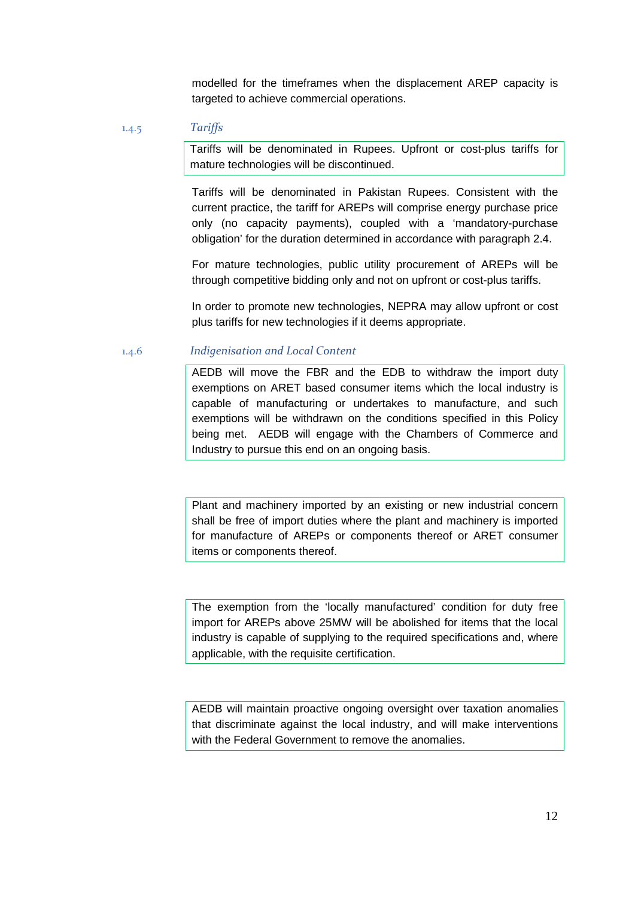modelled for the timeframes when the displacement AREP capacity is targeted to achieve commercial operations.

### 1.4.5 *Tariffs*

> Tariffs will be denominated in Rupees. Upfront or cost-plus tariffs for mature technologies will be discontinued.

Tariffs will be denominated in Pakistan Rupees. Consistent with the current practice, the tariff for AREPs will comprise energy purchase price only (no capacity payments), coupled with a 'mandatory-purchase obligation' for the duration determined in accordance with paragraph 2.4.

For mature technologies, public utility procurement of AREPs will be through competitive bidding only and not on upfront or cost-plus tariffs.

In order to promote new technologies, NEPRA may allow upfront or cost plus tariffs for new technologies if it deems appropriate.

### 1.4.6 *Indigenisation and Local Content*

> AEDB will move the FBR and the EDB to withdraw the import duty exemptions on ARET based consumer items which the local industry is capable of manufacturing or undertakes to manufacture, and such exemptions will be withdrawn on the conditions specified in this Policy being met. AEDB will engage with the Chambers of Commerce and Industry to pursue this end on an ongoing basis.

> Plant and machinery imported by an existing or new industrial concern shall be free of import duties where the plant and machinery is imported for manufacture of AREPs or components thereof or ARET consumer items or components thereof.

> The exemption from the 'locally manufactured' condition for duty free import for AREPs above 25MW will be abolished for items that the local industry is capable of supplying to the required specifications and, where applicable, with the requisite certification.

> AEDB will maintain proactive ongoing oversight over taxation anomalies that discriminate against the local industry, and will make interventions with the Federal Government to remove the anomalies.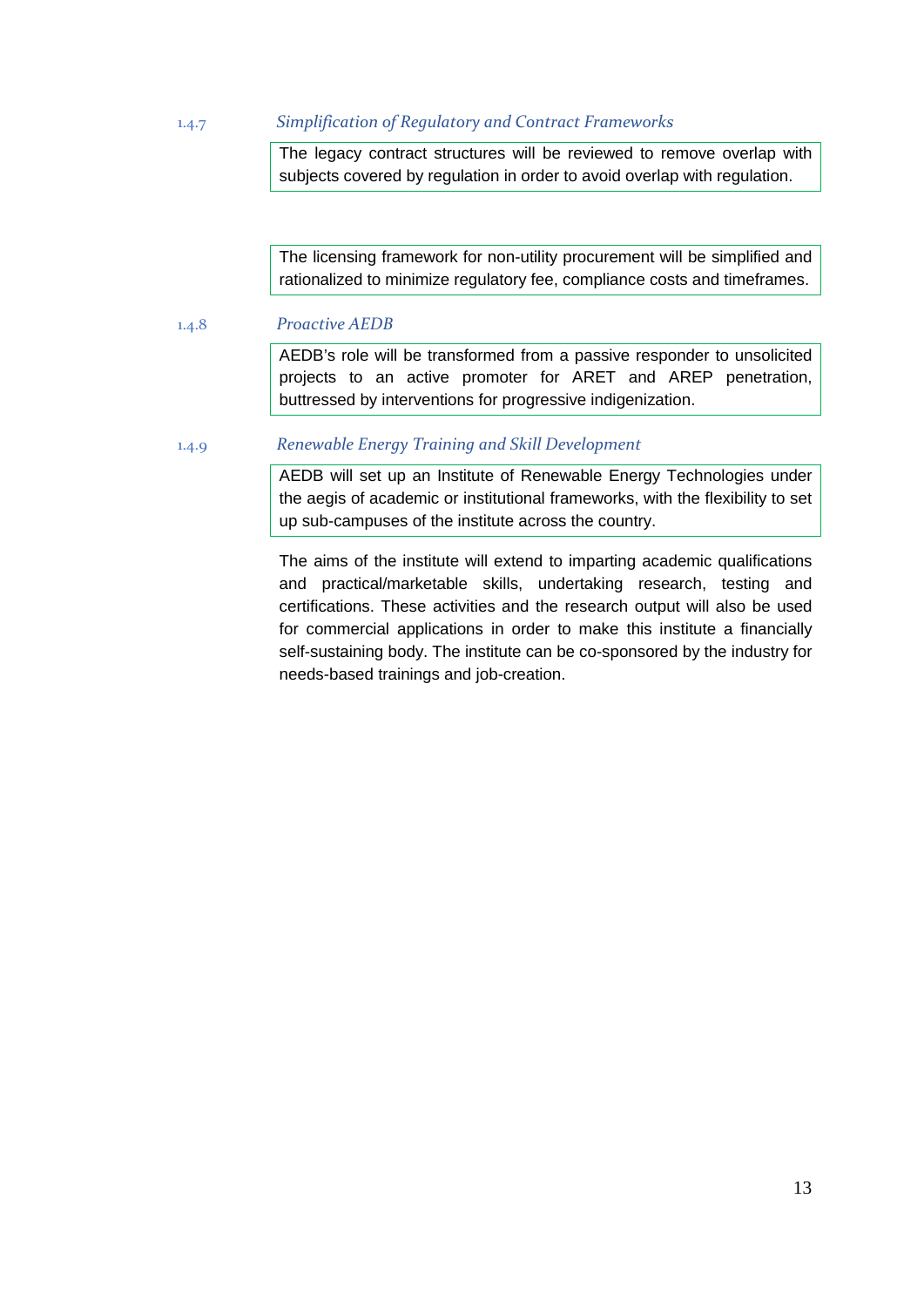### 1.4.7 *Simplification of Regulatory and Contract Frameworks*

The legacy contract structures will be reviewed to remove overlap with subjects covered by regulation in order to avoid overlap with regulation.

The licensing framework for non-utility procurement will be simplified and rationalized to minimize regulatory fee, compliance costs and timeframes.

### 1.4.8 *Proactive AEDB*

AEDB's role will be transformed from a passive responder to unsolicited projects to an active promoter for ARET and AREP penetration, buttressed by interventions for progressive indigenization.

### 1.4.9 *Renewable Energy Training and Skill Development*

AEDB will set up an Institute of Renewable Energy Technologies under the aegis of academic or institutional frameworks, with the flexibility to set up sub-campuses of the institute across the country.

The aims of the institute will extend to imparting academic qualifications and practical/marketable skills, undertaking research, testing and certifications. These activities and the research output will also be used for commercial applications in order to make this institute a financially self-sustaining body. The institute can be co-sponsored by the industry for needs-based trainings and job-creation.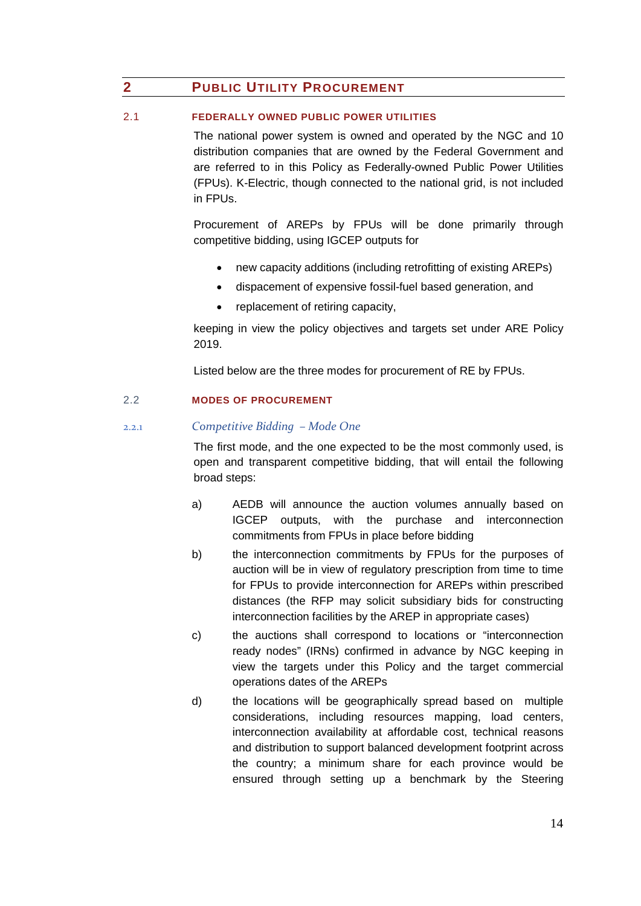# 2 PUBLIC UTILITY PROCUREMENT

## 2.1 FEDERALLY OWNED PUBLIC POWER UTILITIES

The national power system is owned and operated by the NGC and 10 distribution companies that are owned by the Federal Government and are referred to in this Policy as Federally-owned Public Power Utilities (FPUs). K-Electric, though connected to the national grid, is not included in FPUs.

Procurement of AREPs by FPUs will be done primarily through competitive bidding, using IGCEP outputs for

- new capacity additions (including retrofitting of existing AREPs)
- dispacement of expensive fossil-fuel based generation, and
- replacement of retiring capacity,

keeping in view the policy objectives and targets set under ARE Policy 2019.

Listed below are the three modes for procurement of RE by FPUs.

## 2.2 MODES OF PROCUREMENT

### 2.2.1 *Competitive Bidding – Mode One*

The first mode, and the one expected to be the most commonly used, is open and transparent competitive bidding, that will entail the following broad steps:

a) AEDB will announce the auction volumes annually based on IGCEP outputs, with the purchase and interconnection commitments from FPUs in place before bidding

b) the interconnection commitments by FPUs for the purposes of auction will be in view of regulatory prescription from time to time for FPUs to provide interconnection for AREPs within prescribed distances (the RFP may solicit subsidiary bids for constructing interconnection facilities by the AREP in appropriate cases)

c) the auctions shall correspond to locations or “interconnection ready nodes” (IRNs) confirmed in advance by NGC keeping in view the targets under this Policy and the target commercial operations dates of the AREPs

d) the locations will be geographically spread based on multiple considerations, including resources mapping, load centers, interconnection availability at affordable cost, technical reasons and distribution to support balanced development footprint across the country; a minimum share for each province would be ensured through setting up a benchmark by the Steering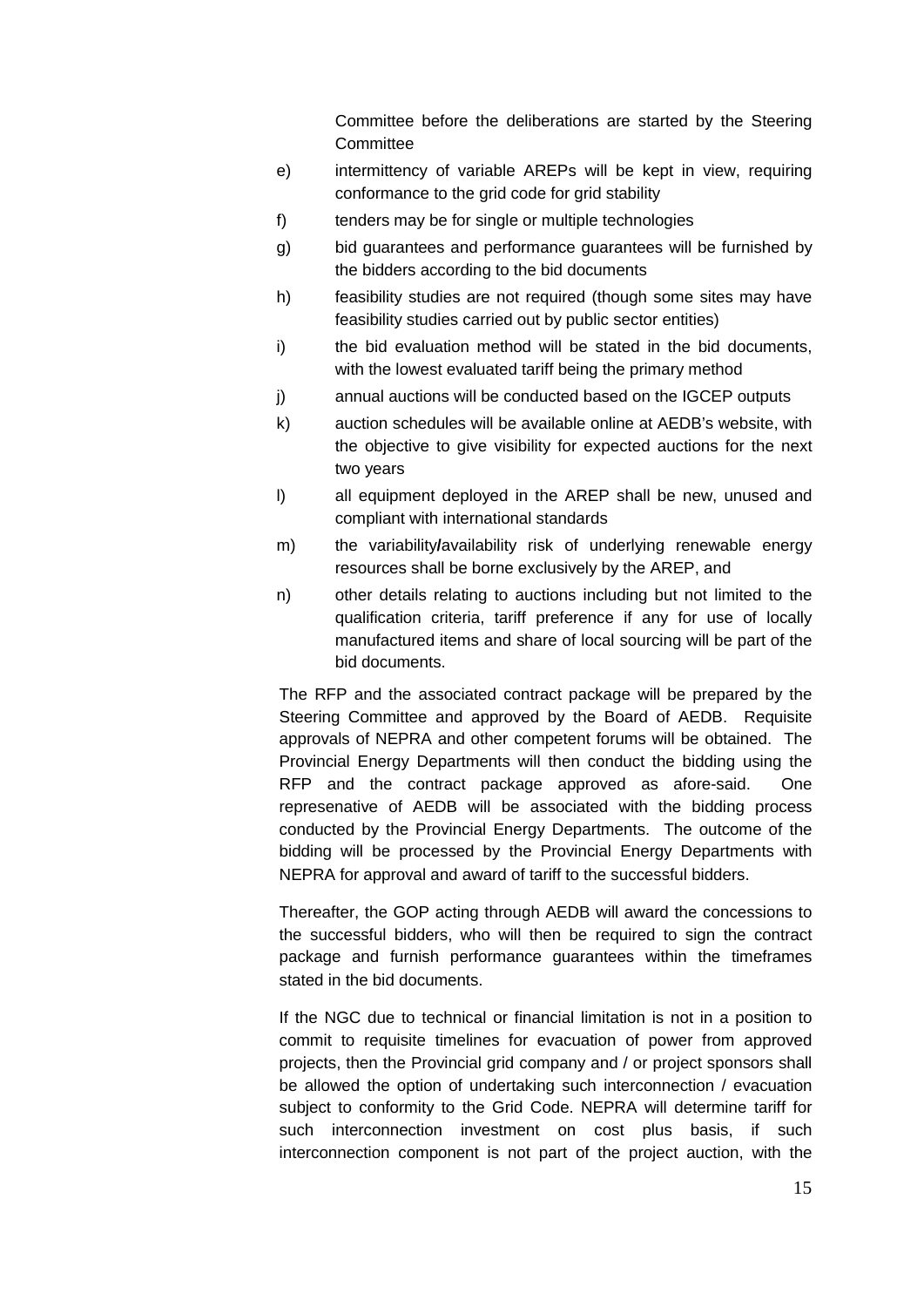Committee before the deliberations are started by the Steering Committee

e) intermittency of variable AREPs will be kept in view, requiring conformance to the grid code for grid stability

f) tenders may be for single or multiple technologies

g) bid guarantees and performance guarantees will be furnished by the bidders according to the bid documents

h) feasibility studies are not required (though some sites may have feasibility studies carried out by public sector entities)

i) the bid evaluation method will be stated in the bid documents, with the lowest evaluated tariff being the primary method

j) annual auctions will be conducted based on the IGCEP outputs

k) auction schedules will be available online at AEDB's website, with the objective to give visibility for expected auctions for the next two years

l) all equipment deployed in the AREP shall be new, unused and compliant with international standards

m) the variability/availability risk of underlying renewable energy resources shall be borne exclusively by the AREP, and

n) other details relating to auctions including but not limited to the qualification criteria, tariff preference if any for use of locally manufactured items and share of local sourcing will be part of the bid documents.

The RFP and the associated contract package will be prepared by the Steering Committee and approved by the Board of AEDB. Requisite approvals of NEPRA and other competent forums will be obtained. The Provincial Energy Departments will then conduct the bidding using the RFP and the contract package approved as afore-said. One represenative of AEDB will be associated with the bidding process conducted by the Provincial Energy Departments. The outcome of the bidding will be processed by the Provincial Energy Departments with NEPRA for approval and award of tariff to the successful bidders.

Thereafter, the GOP acting through AEDB will award the concessions to the successful bidders, who will then be required to sign the contract package and furnish performance guarantees within the timeframes stated in the bid documents.

If the NGC due to technical or financial limitation is not in a position to commit to requisite timelines for evacuation of power from approved projects, then the Provincial grid company and / or project sponsors shall be allowed the option of undertaking such interconnection / evacuation subject to conformity to the Grid Code. NEPRA will determine tariff for such interconnection investment on cost plus basis, if such interconnection component is not part of the project auction, with the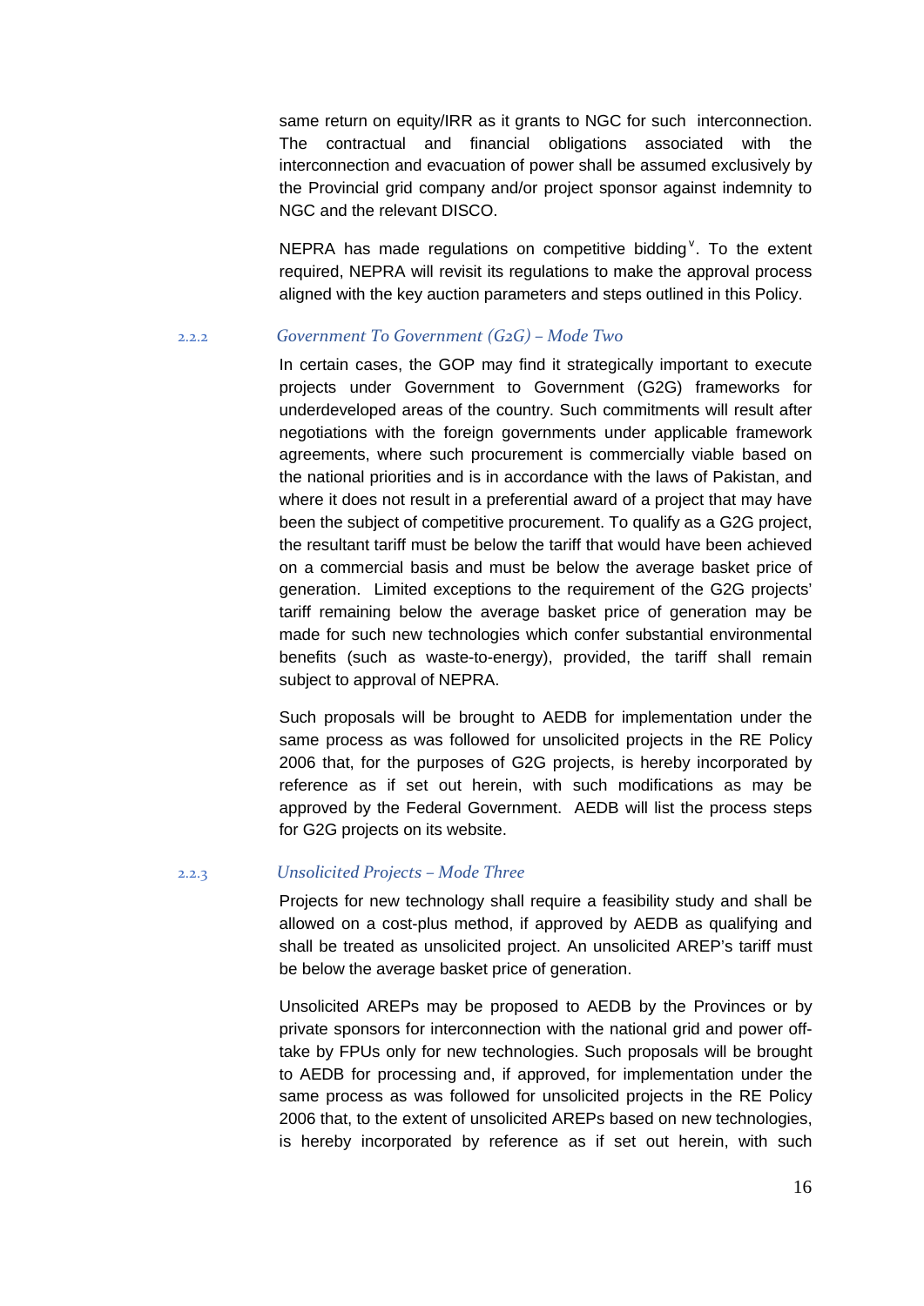same return on equity/IRR as it grants to NGC for such interconnection. The contractual and financial obligations associated with the interconnection and evacuation of power shall be assumed exclusively by the Provincial grid company and/or project sponsor against indemnity to NGC and the relevant DISCO.

NEPRA has made regulations on competitive bidding[v]. To the extent required, NEPRA will revisit its regulations to make the approval process aligned with the key auction parameters and steps outlined in this Policy.

### 2.2.2 *Government To Government (G2G) – Mode Two*

In certain cases, the GOP may find it strategically important to execute projects under Government to Government (G2G) frameworks for underdeveloped areas of the country. Such commitments will result after negotiations with the foreign governments under applicable framework agreements, where such procurement is commercially viable based on the national priorities and is in accordance with the laws of Pakistan, and where it does not result in a preferential award of a project that may have been the subject of competitive procurement. To qualify as a G2G project, the resultant tariff must be below the tariff that would have been achieved on a commercial basis and must be below the average basket price of generation. Limited exceptions to the requirement of the G2G projects' tariff remaining below the average basket price of generation may be made for such new technologies which confer substantial environmental benefits (such as waste-to-energy), provided, the tariff shall remain subject to approval of NEPRA.

Such proposals will be brought to AEDB for implementation under the same process as was followed for unsolicited projects in the RE Policy 2006 that, for the purposes of G2G projects, is hereby incorporated by reference as if set out herein, with such modifications as may be approved by the Federal Government. AEDB will list the process steps for G2G projects on its website.

### 2.2.3 *Unsolicited Projects – Mode Three*

Projects for new technology shall require a feasibility study and shall be allowed on a cost-plus method, if approved by AEDB as qualifying and shall be treated as unsolicited project. An unsolicited AREP's tariff must be below the average basket price of generation.

Unsolicited AREPs may be proposed to AEDB by the Provinces or by private sponsors for interconnection with the national grid and power off-take by FPUs only for new technologies. Such proposals will be brought to AEDB for processing and, if approved, for implementation under the same process as was followed for unsolicited projects in the RE Policy 2006 that, to the extent of unsolicited AREPs based on new technologies, is hereby incorporated by reference as if set out herein, with such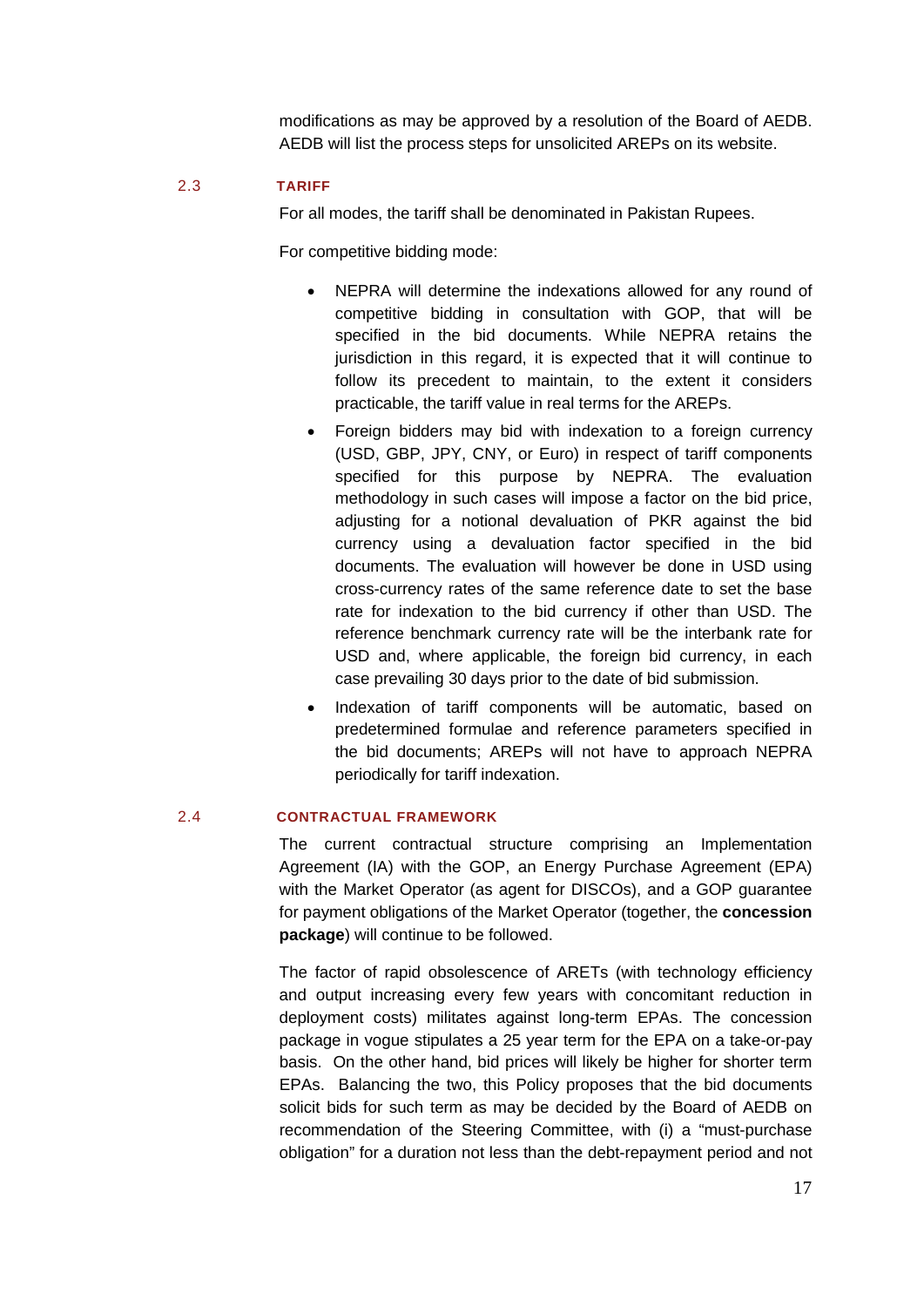modifications as may be approved by a resolution of the Board of AEDB. AEDB will list the process steps for unsolicited AREPs on its website.

## 2.3 TARIFF

For all modes, the tariff shall be denominated in Pakistan Rupees.

For competitive bidding mode:

- NEPRA will determine the indexations allowed for any round of competitive bidding in consultation with GOP, that will be specified in the bid documents. While NEPRA retains the jurisdiction in this regard, it is expected that it will continue to follow its precedent to maintain, to the extent it considers practicable, the tariff value in real terms for the AREPs.
- Foreign bidders may bid with indexation to a foreign currency (USD, GBP, JPY, CNY, or Euro) in respect of tariff components specified for this purpose by NEPRA. The evaluation methodology in such cases will impose a factor on the bid price, adjusting for a notional devaluation of PKR against the bid currency using a devaluation factor specified in the bid documents. The evaluation will however be done in USD using cross-currency rates of the same reference date to set the base rate for indexation to the bid currency if other than USD. The reference benchmark currency rate will be the interbank rate for USD and, where applicable, the foreign bid currency, in each case prevailing 30 days prior to the date of bid submission.
- Indexation of tariff components will be automatic, based on predetermined formulae and reference parameters specified in the bid documents; AREPs will not have to approach NEPRA periodically for tariff indexation.

## 2.4 CONTRACTUAL FRAMEWORK

The current contractual structure comprising an Implementation Agreement (IA) with the GOP, an Energy Purchase Agreement (EPA) with the Market Operator (as agent for DISCOs), and a GOP guarantee for payment obligations of the Market Operator (together, the **concession package**) will continue to be followed.

The factor of rapid obsolescence of ARETs (with technology efficiency and output increasing every few years with concomitant reduction in deployment costs) militates against long-term EPAs. The concession package in vogue stipulates a 25 year term for the EPA on a take-or-pay basis. On the other hand, bid prices will likely be higher for shorter term EPAs. Balancing the two, this Policy proposes that the bid documents solicit bids for such term as may be decided by the Board of AEDB on recommendation of the Steering Committee, with (i) a "must-purchase obligation" for a duration not less than the debt-repayment period and not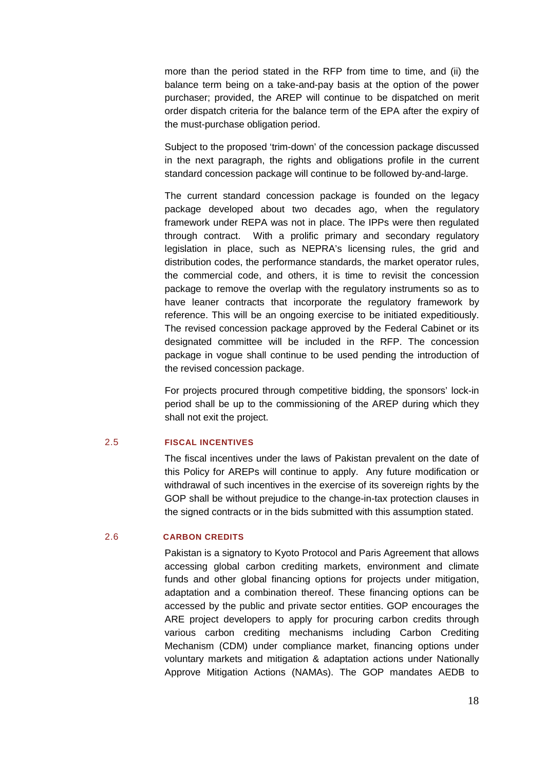more than the period stated in the RFP from time to time, and (ii) the balance term being on a take-and-pay basis at the option of the power purchaser; provided, the AREP will continue to be dispatched on merit order dispatch criteria for the balance term of the EPA after the expiry of the must-purchase obligation period.

Subject to the proposed 'trim-down' of the concession package discussed in the next paragraph, the rights and obligations profile in the current standard concession package will continue to be followed by-and-large.

The current standard concession package is founded on the legacy package developed about two decades ago, when the regulatory framework under REPA was not in place. The IPPs were then regulated through contract. With a prolific primary and secondary regulatory legislation in place, such as NEPRA's licensing rules, the grid and distribution codes, the performance standards, the market operator rules, the commercial code, and others, it is time to revisit the concession package to remove the overlap with the regulatory instruments so as to have leaner contracts that incorporate the regulatory framework by reference. This will be an ongoing exercise to be initiated expeditiously. The revised concession package approved by the Federal Cabinet or its designated committee will be included in the RFP. The concession package in vogue shall continue to be used pending the introduction of the revised concession package.

For projects procured through competitive bidding, the sponsors' lock-in period shall be up to the commissioning of the AREP during which they shall not exit the project.

## 2.5 FISCAL INCENTIVES

The fiscal incentives under the laws of Pakistan prevalent on the date of this Policy for AREPs will continue to apply. Any future modification or withdrawal of such incentives in the exercise of its sovereign rights by the GOP shall be without prejudice to the change-in-tax protection clauses in the signed contracts or in the bids submitted with this assumption stated.

## 2.6 CARBON CREDITS

Pakistan is a signatory to Kyoto Protocol and Paris Agreement that allows accessing global carbon crediting markets, environment and climate funds and other global financing options for projects under mitigation, adaptation and a combination thereof. These financing options can be accessed by the public and private sector entities. GOP encourages the ARE project developers to apply for procuring carbon credits through various carbon crediting mechanisms including Carbon Crediting Mechanism (CDM) under compliance market, financing options under voluntary markets and mitigation & adaptation actions under Nationally Approve Mitigation Actions (NAMAs). The GOP mandates AEDB to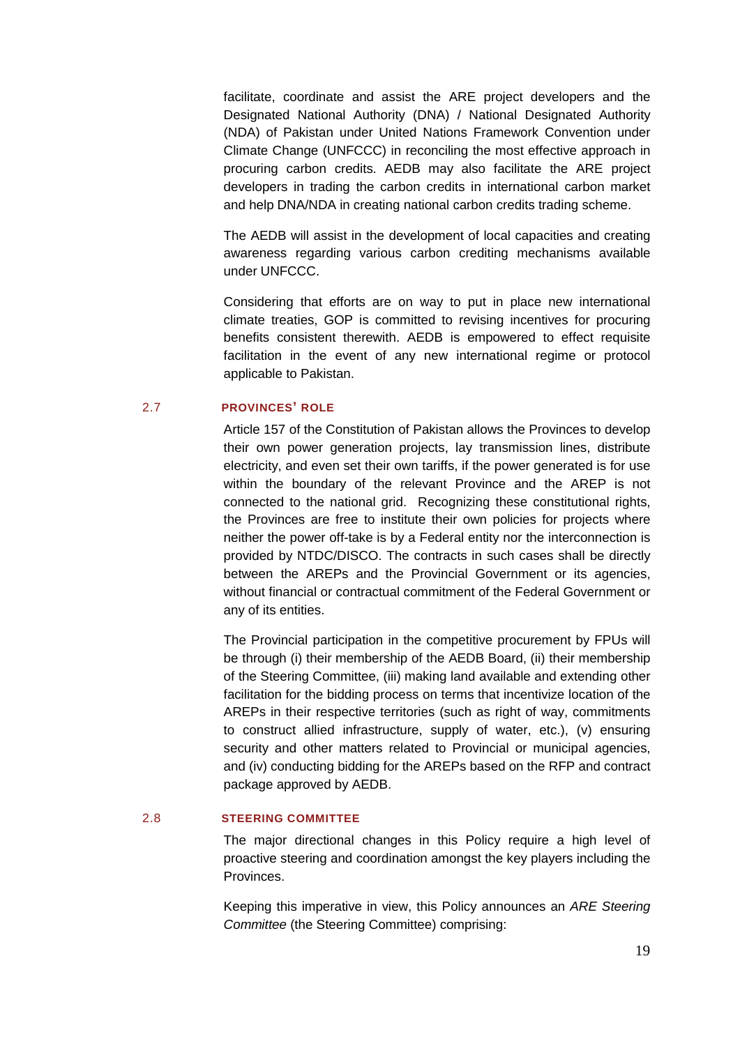facilitate, coordinate and assist the ARE project developers and the Designated National Authority (DNA) / National Designated Authority (NDA) of Pakistan under United Nations Framework Convention under Climate Change (UNFCCC) in reconciling the most effective approach in procuring carbon credits. AEDB may also facilitate the ARE project developers in trading the carbon credits in international carbon market and help DNA/NDA in creating national carbon credits trading scheme.

The AEDB will assist in the development of local capacities and creating awareness regarding various carbon crediting mechanisms available under UNFCCC.

Considering that efforts are on way to put in place new international climate treaties, GOP is committed to revising incentives for procuring benefits consistent therewith. AEDB is empowered to effect requisite facilitation in the event of any new international regime or protocol applicable to Pakistan.

## 2.7 PROVINCES' ROLE

Article 157 of the Constitution of Pakistan allows the Provinces to develop their own power generation projects, lay transmission lines, distribute electricity, and even set their own tariffs, if the power generated is for use within the boundary of the relevant Province and the AREP is not connected to the national grid. Recognizing these constitutional rights, the Provinces are free to institute their own policies for projects where neither the power off-take is by a Federal entity nor the interconnection is provided by NTDC/DISCO. The contracts in such cases shall be directly between the AREPs and the Provincial Government or its agencies, without financial or contractual commitment of the Federal Government or any of its entities.

The Provincial participation in the competitive procurement by FPUs will be through (i) their membership of the AEDB Board, (ii) their membership of the Steering Committee, (iii) making land available and extending other facilitation for the bidding process on terms that incentivize location of the AREPs in their respective territories (such as right of way, commitments to construct allied infrastructure, supply of water, etc.), (v) ensuring security and other matters related to Provincial or municipal agencies, and (iv) conducting bidding for the AREPs based on the RFP and contract package approved by AEDB.

## 2.8 STEERING COMMITTEE

The major directional changes in this Policy require a high level of proactive steering and coordination amongst the key players including the Provinces.

Keeping this imperative in view, this Policy announces an *ARE Steering Committee* (the Steering Committee) comprising: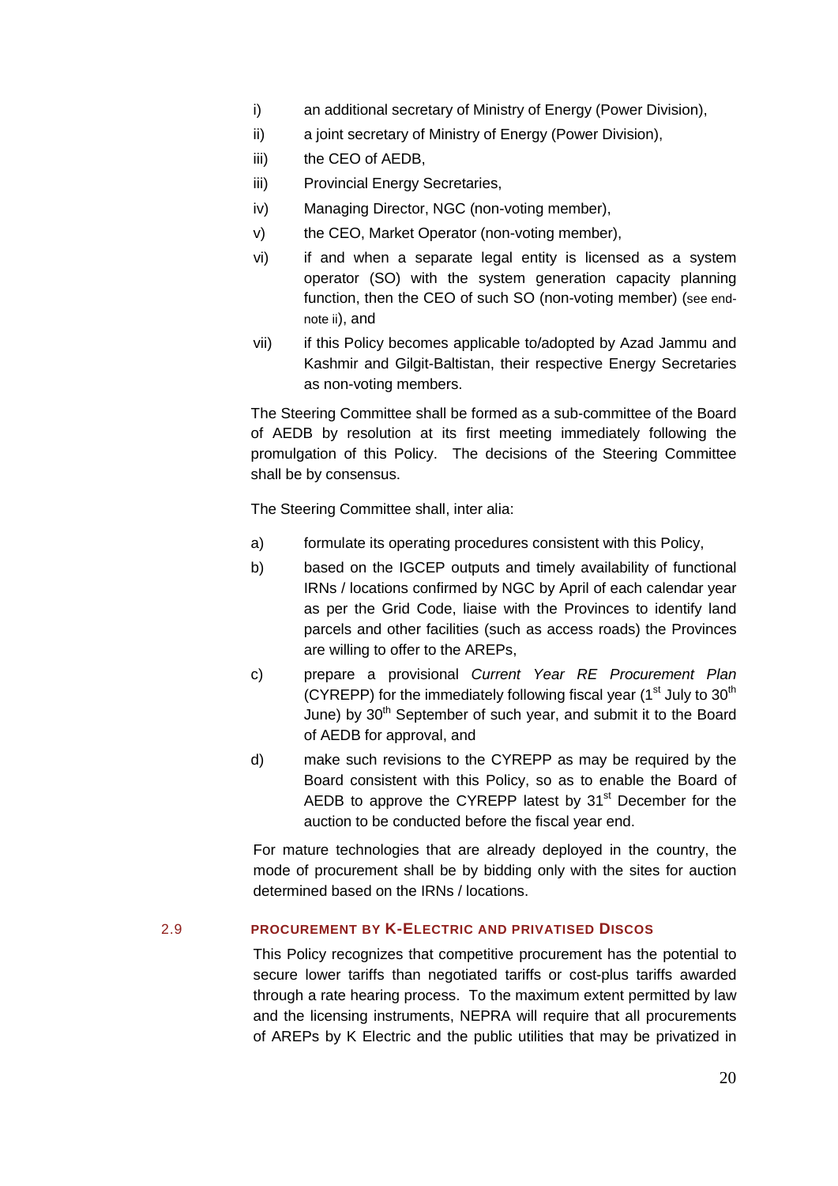i) an additional secretary of Ministry of Energy (Power Division),

ii) a joint secretary of Ministry of Energy (Power Division),

iii) the CEO of AEDB,

iii) Provincial Energy Secretaries,

iv) Managing Director, NGC (non-voting member),

v) the CEO, Market Operator (non-voting member),

vi) if and when a separate legal entity is licensed as a system operator (SO) with the system generation capacity planning function, then the CEO of such SO (non-voting member) (see end-note ii), and

vii) if this Policy becomes applicable to/adopted by Azad Jammu and Kashmir and Gilgit-Baltistan, their respective Energy Secretaries as non-voting members.

The Steering Committee shall be formed as a sub-committee of the Board of AEDB by resolution at its first meeting immediately following the promulgation of this Policy. The decisions of the Steering Committee shall be by consensus.

The Steering Committee shall, inter alia:

a) formulate its operating procedures consistent with this Policy,

b) based on the IGCEP outputs and timely availability of functional IRNs / locations confirmed by NGC by April of each calendar year as per the Grid Code, liaise with the Provinces to identify land parcels and other facilities (such as access roads) the Provinces are willing to offer to the AREPs,

c) prepare a provisional *Current Year RE Procurement Plan* (CYREPP) for the immediately following fiscal year (1st July to 30th June) by 30th September of such year, and submit it to the Board of AEDB for approval, and

d) make such revisions to the CYREPP as may be required by the Board consistent with this Policy, so as to enable the Board of AEDB to approve the CYREPP latest by 31st December for the auction to be conducted before the fiscal year end.

For mature technologies that are already deployed in the country, the mode of procurement shall be by bidding only with the sites for auction determined based on the IRNs / locations.

## 2.9 PROCUREMENT BY K-ELECTRIC AND PRIVATISED DISCOS

This Policy recognizes that competitive procurement has the potential to secure lower tariffs than negotiated tariffs or cost-plus tariffs awarded through a rate hearing process. To the maximum extent permitted by law and the licensing instruments, NEPRA will require that all procurements of AREPs by K Electric and the public utilities that may be privatized in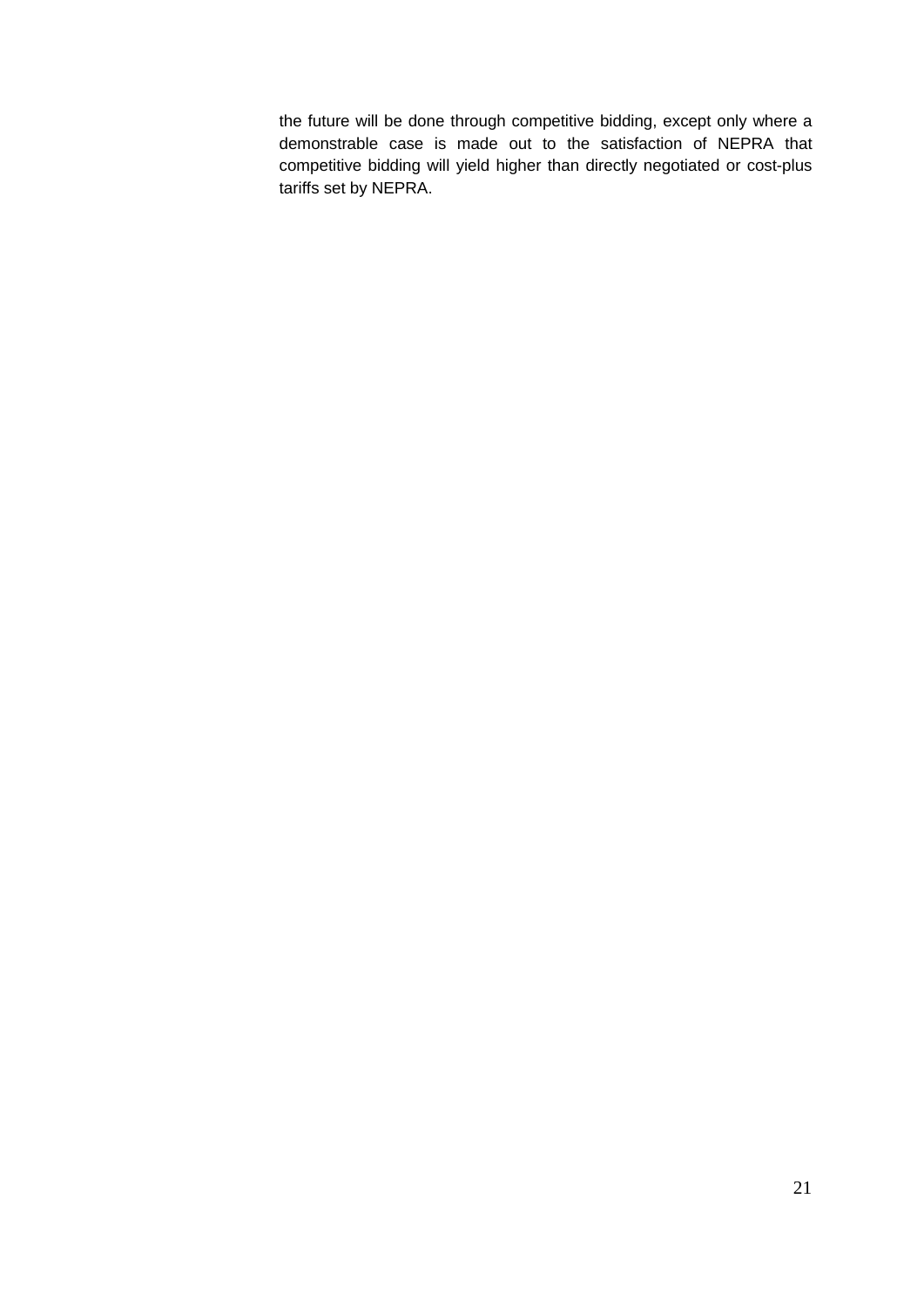the future will be done through competitive bidding, except only where a demonstrable case is made out to the satisfaction of NEPRA that competitive bidding will yield higher than directly negotiated or cost-plus tariffs set by NEPRA.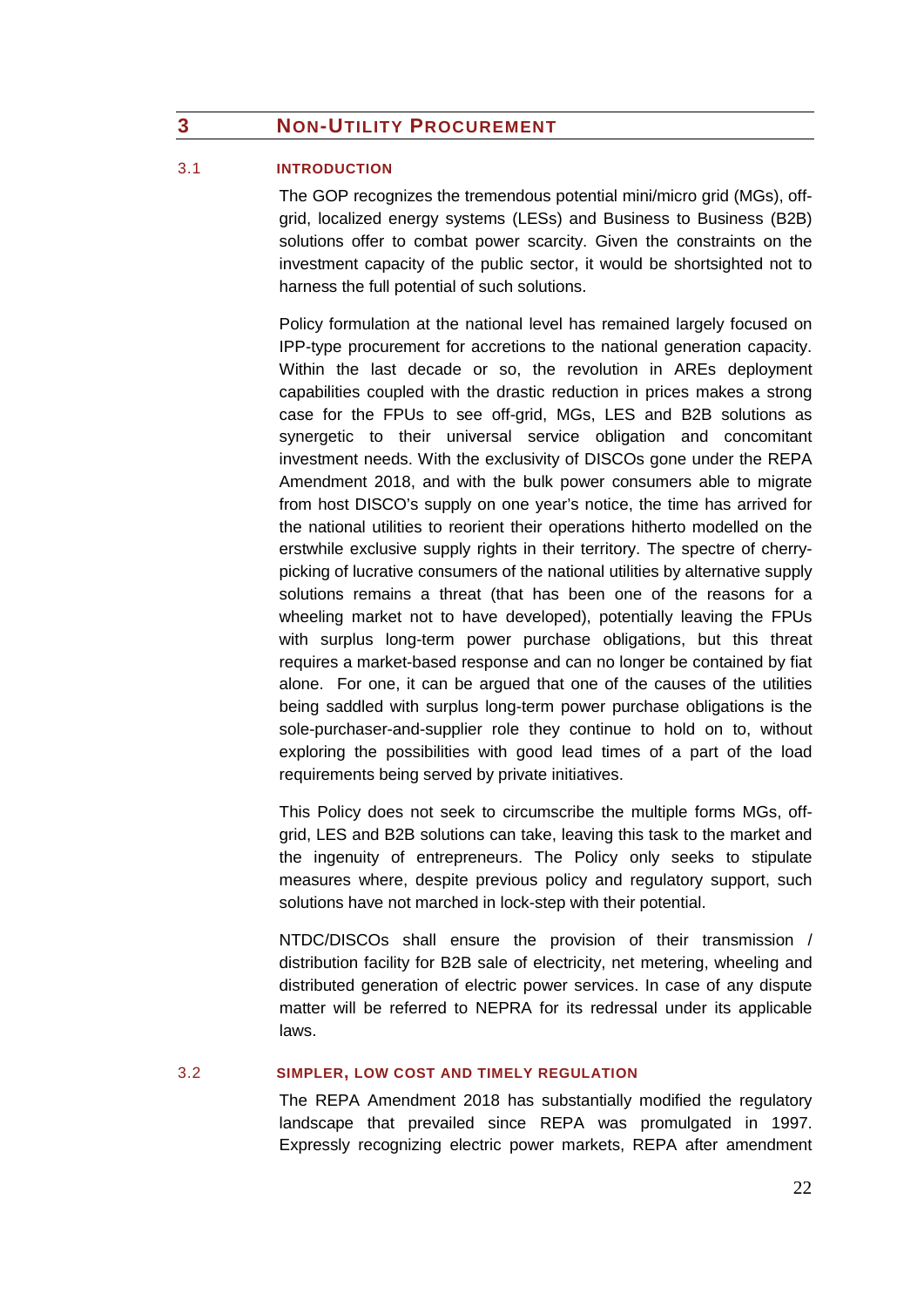# 3 NON-UTILITY PROCUREMENT

## 3.1 INTRODUCTION

The GOP recognizes the tremendous potential mini/micro grid (MGs), off-grid, localized energy systems (LESs) and Business to Business (B2B) solutions offer to combat power scarcity. Given the constraints on the investment capacity of the public sector, it would be shortsighted not to harness the full potential of such solutions.

Policy formulation at the national level has remained largely focused on IPP-type procurement for accretions to the national generation capacity. Within the last decade or so, the revolution in AREs deployment capabilities coupled with the drastic reduction in prices makes a strong case for the FPUs to see off-grid, MGs, LES and B2B solutions as synergetic to their universal service obligation and concomitant investment needs. With the exclusivity of DISCOs gone under the REPA Amendment 2018, and with the bulk power consumers able to migrate from host DISCO's supply on one year's notice, the time has arrived for the national utilities to reorient their operations hitherto modelled on the erstwhile exclusive supply rights in their territory. The spectre of cherry-picking of lucrative consumers of the national utilities by alternative supply solutions remains a threat (that has been one of the reasons for a wheeling market not to have developed), potentially leaving the FPUs with surplus long-term power purchase obligations, but this threat requires a market-based response and can no longer be contained by fiat alone. For one, it can be argued that one of the causes of the utilities being saddled with surplus long-term power purchase obligations is the sole-purchaser-and-supplier role they continue to hold on to, without exploring the possibilities with good lead times of a part of the load requirements being served by private initiatives.

This Policy does not seek to circumscribe the multiple forms MGs, off-grid, LES and B2B solutions can take, leaving this task to the market and the ingenuity of entrepreneurs. The Policy only seeks to stipulate measures where, despite previous policy and regulatory support, such solutions have not marched in lock-step with their potential.

NTDC/DISCOs shall ensure the provision of their transmission / distribution facility for B2B sale of electricity, net metering, wheeling and distributed generation of electric power services. In case of any dispute matter will be referred to NEPRA for its redressal under its applicable laws.

## 3.2 SIMPLER, LOW COST AND TIMELY REGULATION

The REPA Amendment 2018 has substantially modified the regulatory landscape that prevailed since REPA was promulgated in 1997. Expressly recognizing electric power markets, REPA after amendment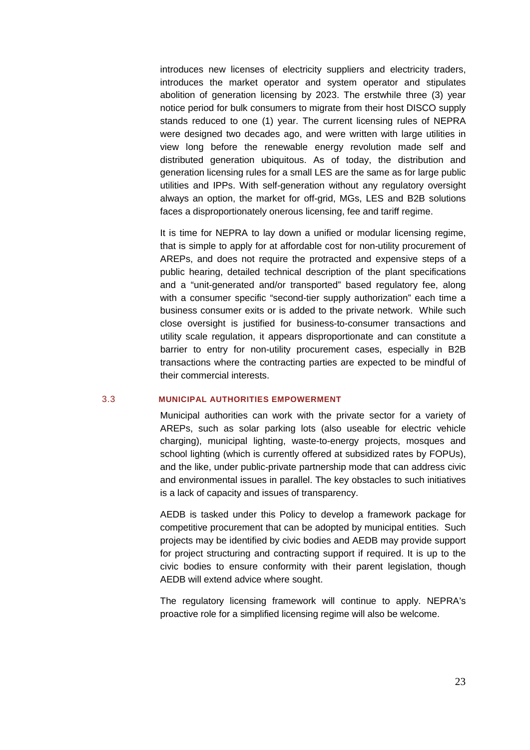introduces new licenses of electricity suppliers and electricity traders, introduces the market operator and system operator and stipulates abolition of generation licensing by 2023. The erstwhile three (3) year notice period for bulk consumers to migrate from their host DISCO supply stands reduced to one (1) year. The current licensing rules of NEPRA were designed two decades ago, and were written with large utilities in view long before the renewable energy revolution made self and distributed generation ubiquitous. As of today, the distribution and generation licensing rules for a small LES are the same as for large public utilities and IPPs. With self-generation without any regulatory oversight always an option, the market for off-grid, MGs, LES and B2B solutions faces a disproportionately onerous licensing, fee and tariff regime.

It is time for NEPRA to lay down a unified or modular licensing regime, that is simple to apply for at affordable cost for non-utility procurement of AREPs, and does not require the protracted and expensive steps of a public hearing, detailed technical description of the plant specifications and a "unit-generated and/or transported" based regulatory fee, along with a consumer specific "second-tier supply authorization" each time a business consumer exits or is added to the private network. While such close oversight is justified for business-to-consumer transactions and utility scale regulation, it appears disproportionate and can constitute a barrier to entry for non-utility procurement cases, especially in B2B transactions where the contracting parties are expected to be mindful of their commercial interests.

## 3.3 MUNICIPAL AUTHORITIES EMPOWERMENT

Municipal authorities can work with the private sector for a variety of AREPs, such as solar parking lots (also useable for electric vehicle charging), municipal lighting, waste-to-energy projects, mosques and school lighting (which is currently offered at subsidized rates by FOPUs), and the like, under public-private partnership mode that can address civic and environmental issues in parallel. The key obstacles to such initiatives is a lack of capacity and issues of transparency.

AEDB is tasked under this Policy to develop a framework package for competitive procurement that can be adopted by municipal entities. Such projects may be identified by civic bodies and AEDB may provide support for project structuring and contracting support if required. It is up to the civic bodies to ensure conformity with their parent legislation, though AEDB will extend advice where sought.

The regulatory licensing framework will continue to apply. NEPRA's proactive role for a simplified licensing regime will also be welcome.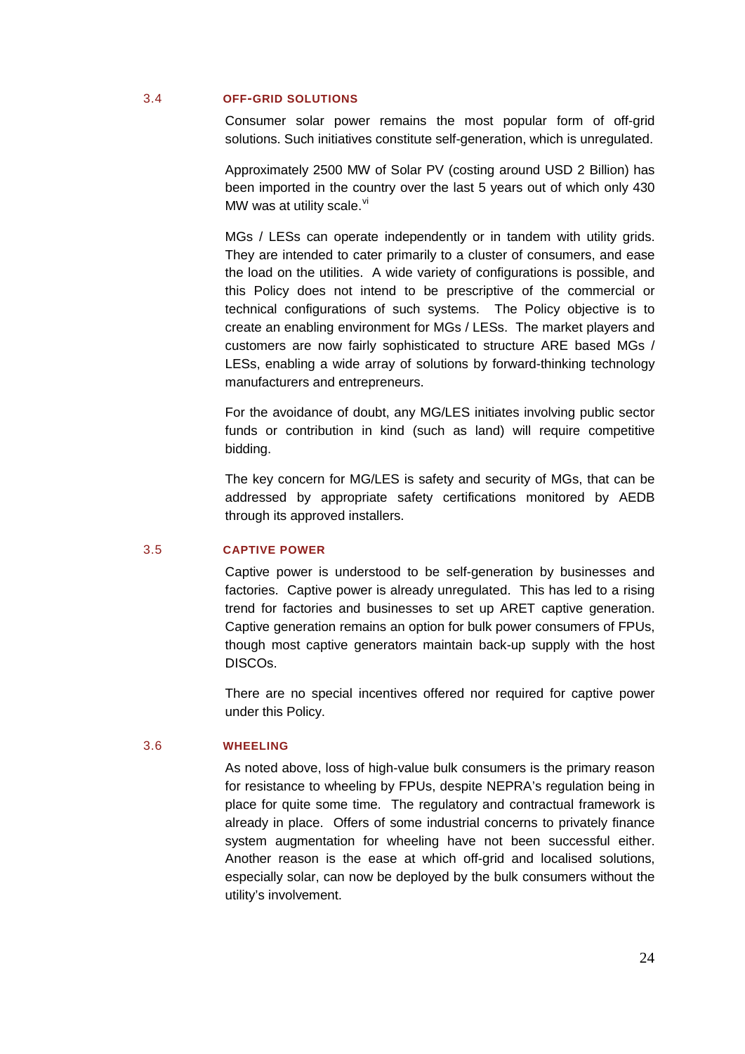### 3.4 OFF-GRID SOLUTIONS

Consumer solar power remains the most popular form of off-grid solutions. Such initiatives constitute self-generation, which is unregulated.

Approximately 2500 MW of Solar PV (costing around USD 2 Billion) has been imported in the country over the last 5 years out of which only 430 MW was at utility scale.[vi]

MGs / LESs can operate independently or in tandem with utility grids. They are intended to cater primarily to a cluster of consumers, and ease the load on the utilities. A wide variety of configurations is possible, and this Policy does not intend to be prescriptive of the commercial or technical configurations of such systems. The Policy objective is to create an enabling environment for MGs / LESs. The market players and customers are now fairly sophisticated to structure ARE based MGs / LESs, enabling a wide array of solutions by forward-thinking technology manufacturers and entrepreneurs.

For the avoidance of doubt, any MG/LES initiates involving public sector funds or contribution in kind (such as land) will require competitive bidding.

The key concern for MG/LES is safety and security of MGs, that can be addressed by appropriate safety certifications monitored by AEDB through its approved installers.

### 3.5 CAPTIVE POWER

Captive power is understood to be self-generation by businesses and factories. Captive power is already unregulated. This has led to a rising trend for factories and businesses to set up ARET captive generation. Captive generation remains an option for bulk power consumers of FPUs, though most captive generators maintain back-up supply with the host DISCOs.

There are no special incentives offered nor required for captive power under this Policy.

### 3.6 WHEELING

As noted above, loss of high-value bulk consumers is the primary reason for resistance to wheeling by FPUs, despite NEPRA's regulation being in place for quite some time. The regulatory and contractual framework is already in place. Offers of some industrial concerns to privately finance system augmentation for wheeling have not been successful either. Another reason is the ease at which off-grid and localised solutions, especially solar, can now be deployed by the bulk consumers without the utility's involvement.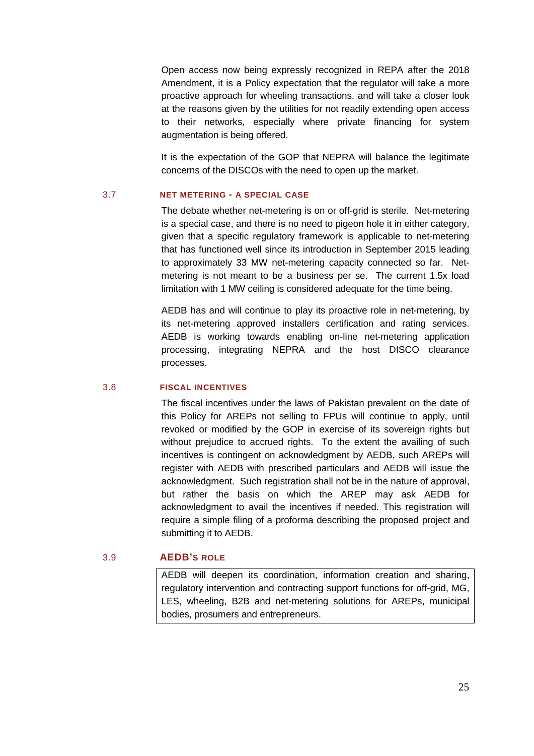Open access now being expressly recognized in REPA after the 2018 Amendment, it is a Policy expectation that the regulator will take a more proactive approach for wheeling transactions, and will take a closer look at the reasons given by the utilities for not readily extending open access to their networks, especially where private financing for system augmentation is being offered.

It is the expectation of the GOP that NEPRA will balance the legitimate concerns of the DISCOs with the need to open up the market.

### 3.7 NET METERING - A SPECIAL CASE

The debate whether net-metering is on or off-grid is sterile. Net-metering is a special case, and there is no need to pigeon hole it in either category, given that a specific regulatory framework is applicable to net-metering that has functioned well since its introduction in September 2015 leading to approximately 33 MW net-metering capacity connected so far. Net-metering is not meant to be a business per se. The current 1.5x load limitation with 1 MW ceiling is considered adequate for the time being.

AEDB has and will continue to play its proactive role in net-metering, by its net-metering approved installers certification and rating services. AEDB is working towards enabling on-line net-metering application processing, integrating NEPRA and the host DISCO clearance processes.

### 3.8 FISCAL INCENTIVES

The fiscal incentives under the laws of Pakistan prevalent on the date of this Policy for AREPs not selling to FPUs will continue to apply, until revoked or modified by the GOP in exercise of its sovereign rights but without prejudice to accrued rights. To the extent the availing of such incentives is contingent on acknowledgment by AEDB, such AREPs will register with AEDB with prescribed particulars and AEDB will issue the acknowledgment. Such registration shall not be in the nature of approval, but rather the basis on which the AREP may ask AEDB for acknowledgment to avail the incentives if needed. This registration will require a simple filing of a proforma describing the proposed project and submitting it to AEDB.

### 3.9 AEDB'S ROLE

> AEDB will deepen its coordination, information creation and sharing, regulatory intervention and contracting support functions for off-grid, MG, LES, wheeling, B2B and net-metering solutions for AREPs, municipal bodies, prosumers and entrepreneurs.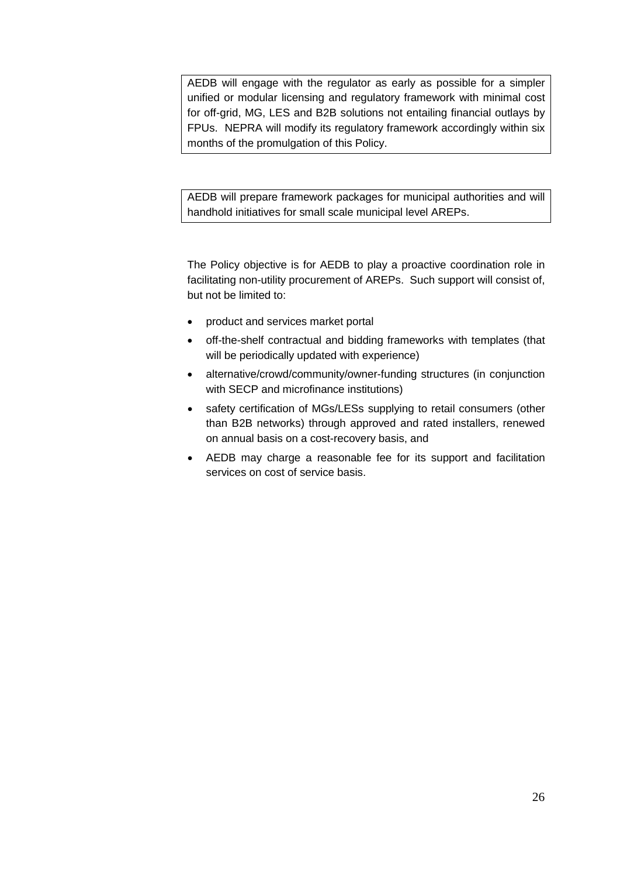AEDB will engage with the regulator as early as possible for a simpler unified or modular licensing and regulatory framework with minimal cost for off-grid, MG, LES and B2B solutions not entailing financial outlays by FPUs. NEPRA will modify its regulatory framework accordingly within six months of the promulgation of this Policy.

AEDB will prepare framework packages for municipal authorities and will handhold initiatives for small scale municipal level AREPs.

The Policy objective is for AEDB to play a proactive coordination role in facilitating non-utility procurement of AREPs. Such support will consist of, but not be limited to:

- product and services market portal
- off-the-shelf contractual and bidding frameworks with templates (that will be periodically updated with experience)
- alternative/crowd/community/owner-funding structures (in conjunction with SECP and microfinance institutions)
- safety certification of MGs/LESs supplying to retail consumers (other than B2B networks) through approved and rated installers, renewed on annual basis on a cost-recovery basis, and
- AEDB may charge a reasonable fee for its support and facilitation services on cost of service basis.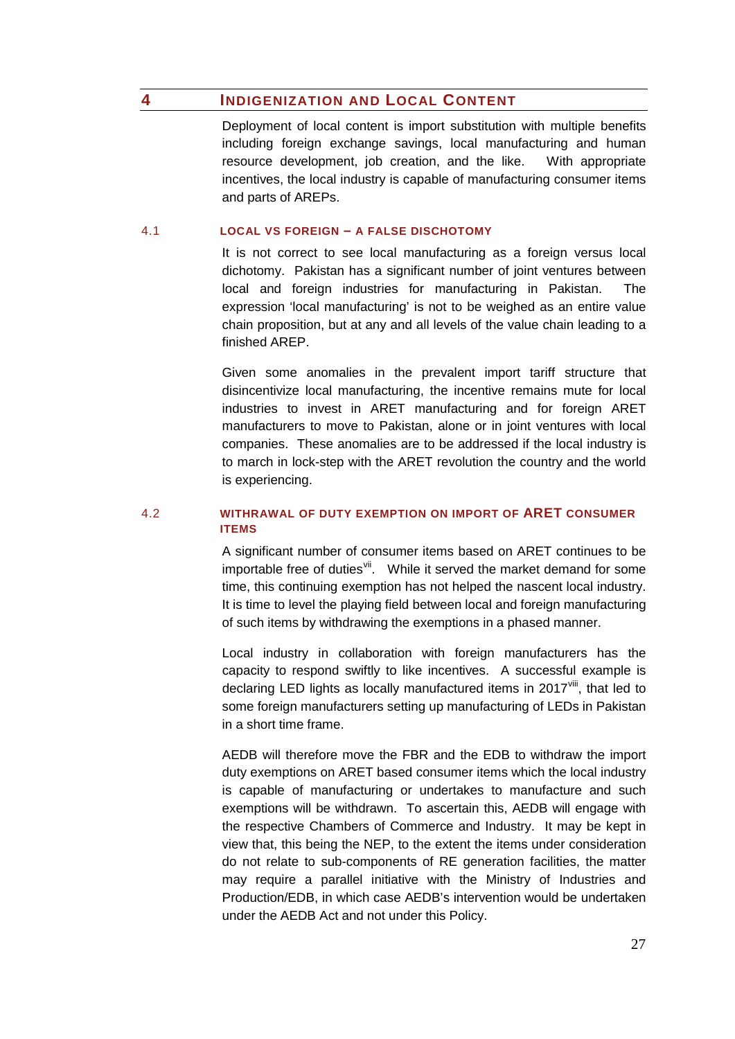# 4 INDIGENIZATION AND LOCAL CONTENT

Deployment of local content is import substitution with multiple benefits including foreign exchange savings, local manufacturing and human resource development, job creation, and the like. With appropriate incentives, the local industry is capable of manufacturing consumer items and parts of AREPs.

## 4.1 LOCAL VS FOREIGN – A FALSE DISCHOTOMY

It is not correct to see local manufacturing as a foreign versus local dichotomy. Pakistan has a significant number of joint ventures between local and foreign industries for manufacturing in Pakistan. The expression 'local manufacturing' is not to be weighed as an entire value chain proposition, but at any and all levels of the value chain leading to a finished AREP.

Given some anomalies in the prevalent import tariff structure that disincentivize local manufacturing, the incentive remains mute for local industries to invest in ARET manufacturing and for foreign ARET manufacturers to move to Pakistan, alone or in joint ventures with local companies. These anomalies are to be addressed if the local industry is to march in lock-step with the ARET revolution the country and the world is experiencing.

## 4.2 WITHDRAWAL OF DUTY EXEMPTION ON IMPORT OF ARET CONSUMER ITEMS

A significant number of consumer items based on ARET continues to be importable free of duties[vii]. While it served the market demand for some time, this continuing exemption has not helped the nascent local industry. It is time to level the playing field between local and foreign manufacturing of such items by withdrawing the exemptions in a phased manner.

Local industry in collaboration with foreign manufacturers has the capacity to respond swiftly to like incentives. A successful example is declaring LED lights as locally manufactured items in 2017[viii], that led to some foreign manufacturers setting up manufacturing of LEDs in Pakistan in a short time frame.

AEDB will therefore move the FBR and the EDB to withdraw the import duty exemptions on ARET based consumer items which the local industry is capable of manufacturing or undertakes to manufacture and such exemptions will be withdrawn. To ascertain this, AEDB will engage with the respective Chambers of Commerce and Industry. It may be kept in view that, this being the NEP, to the extent the items under consideration do not relate to sub-components of RE generation facilities, the matter may require a parallel initiative with the Ministry of Industries and Production/EDB, in which case AEDB's intervention would be undertaken under the AEDB Act and not under this Policy.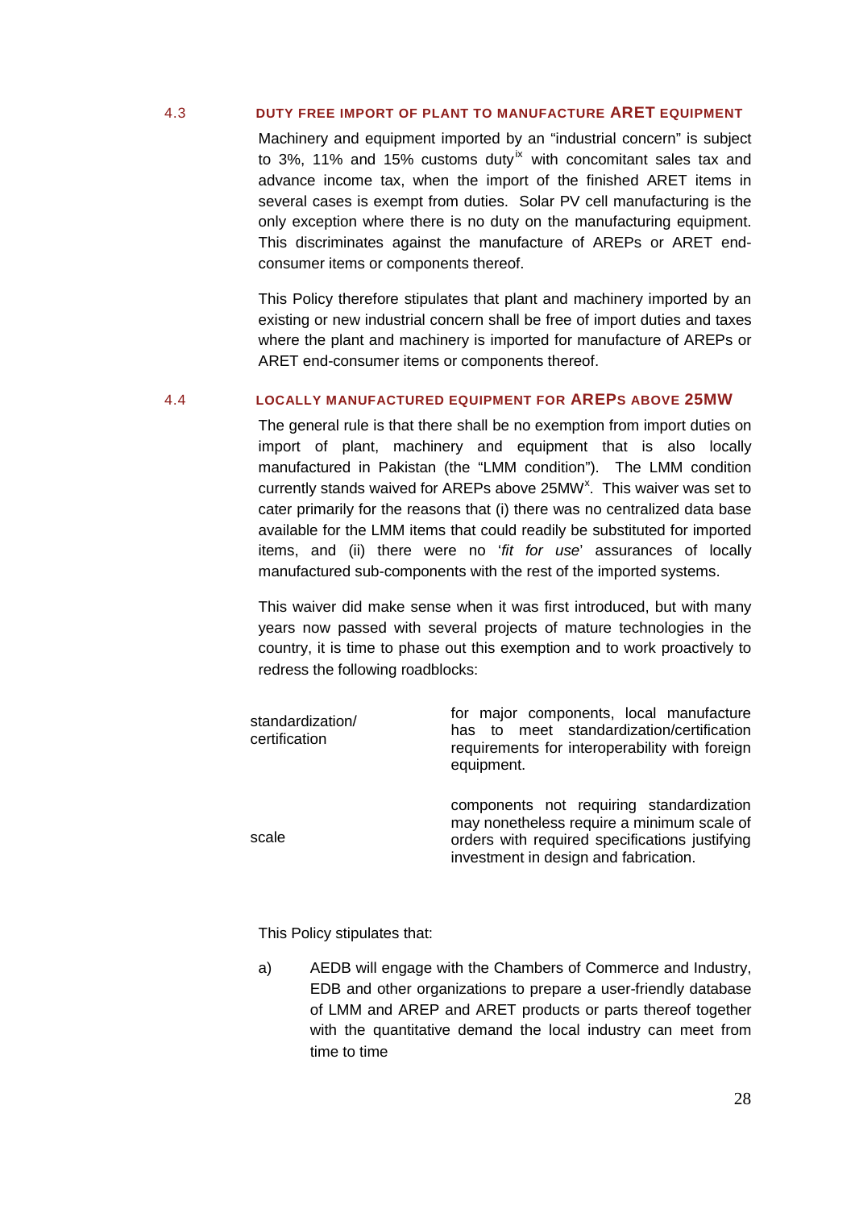### 4.3 DUTY FREE IMPORT OF PLANT TO MANUFACTURE ARET EQUIPMENT

Machinery and equipment imported by an "industrial concern" is subject to 3%, 11% and 15% customs duty[ix] with concomitant sales tax and advance income tax, when the import of the finished ARET items in several cases is exempt from duties. Solar PV cell manufacturing is the only exception where there is no duty on the manufacturing equipment. This discriminates against the manufacture of AREPs or ARET end-consumer items or components thereof.

This Policy therefore stipulates that plant and machinery imported by an existing or new industrial concern shall be free of import duties and taxes where the plant and machinery is imported for manufacture of AREPs or ARET end-consumer items or components thereof.

### 4.4 LOCALLY MANUFACTURED EQUIPMENT FOR AREPS ABOVE 25MW

The general rule is that there shall be no exemption from import duties on import of plant, machinery and equipment that is also locally manufactured in Pakistan (the "LMM condition"). The LMM condition currently stands waived for AREPs above 25MW[x]. This waiver was set to cater primarily for the reasons that (i) there was no centralized data base available for the LMM items that could readily be substituted for imported items, and (ii) there were no '*fit for use*' assurances of locally manufactured sub-components with the rest of the imported systems.

This waiver did make sense when it was first introduced, but with many years now passed with several projects of mature technologies in the country, it is time to phase out this exemption and to work proactively to redress the following roadblocks:

| | |
|---|---|
| standardization/ certification | for major components, local manufacture has to meet standardization/certification requirements for interoperability with foreign equipment. |
| scale | components not requiring standardization may nonetheless require a minimum scale of orders with required specifications justifying investment in design and fabrication. |

This Policy stipulates that:

a) AEDB will engage with the Chambers of Commerce and Industry, EDB and other organizations to prepare a user-friendly database of LMM and AREP and ARET products or parts thereof together with the quantitative demand the local industry can meet from time to time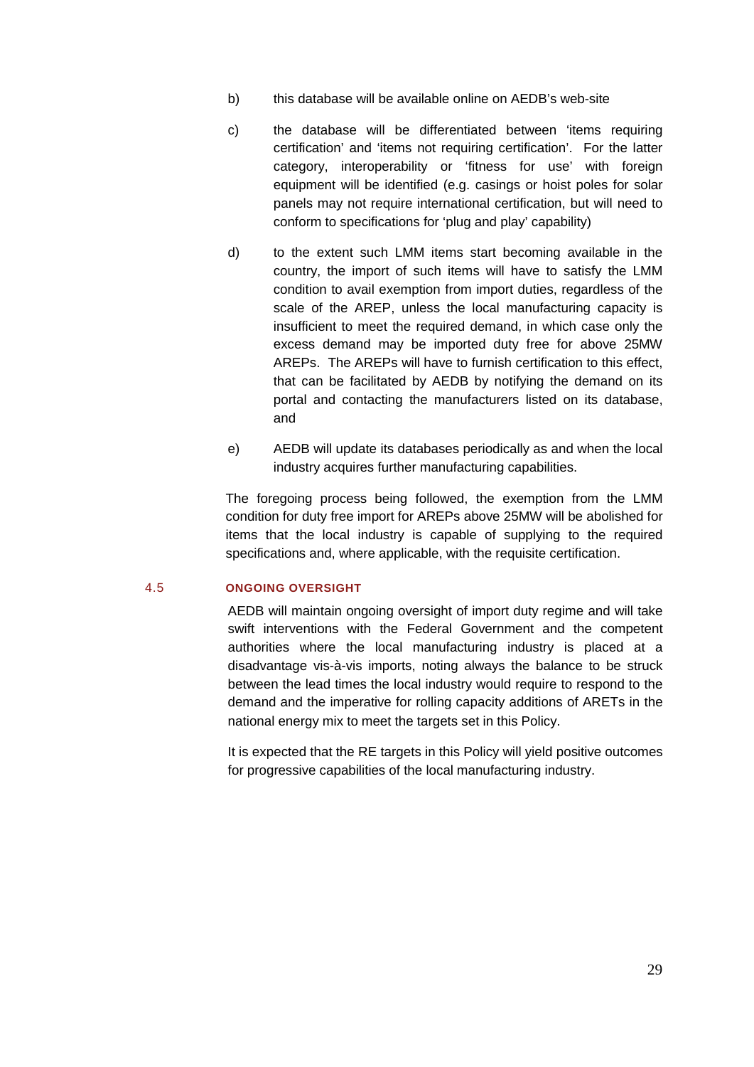b) this database will be available online on AEDB's web-site

c) the database will be differentiated between 'items requiring certification' and 'items not requiring certification'. For the latter category, interoperability or 'fitness for use' with foreign equipment will be identified (e.g. casings or hoist poles for solar panels may not require international certification, but will need to conform to specifications for 'plug and play' capability)

d) to the extent such LMM items start becoming available in the country, the import of such items will have to satisfy the LMM condition to avail exemption from import duties, regardless of the scale of the AREP, unless the local manufacturing capacity is insufficient to meet the required demand, in which case only the excess demand may be imported duty free for above 25MW AREPs. The AREPs will have to furnish certification to this effect, that can be facilitated by AEDB by notifying the demand on its portal and contacting the manufacturers listed on its database, and

e) AEDB will update its databases periodically as and when the local industry acquires further manufacturing capabilities.

The foregoing process being followed, the exemption from the LMM condition for duty free import for AREPs above 25MW will be abolished for items that the local industry is capable of supplying to the required specifications and, where applicable, with the requisite certification.

## 4.5 ONGOING OVERSIGHT

AEDB will maintain ongoing oversight of import duty regime and will take swift interventions with the Federal Government and the competent authorities where the local manufacturing industry is placed at a disadvantage vis-à-vis imports, noting always the balance to be struck between the lead times the local industry would require to respond to the demand and the imperative for rolling capacity additions of ARETs in the national energy mix to meet the targets set in this Policy.

It is expected that the RE targets in this Policy will yield positive outcomes for progressive capabilities of the local manufacturing industry.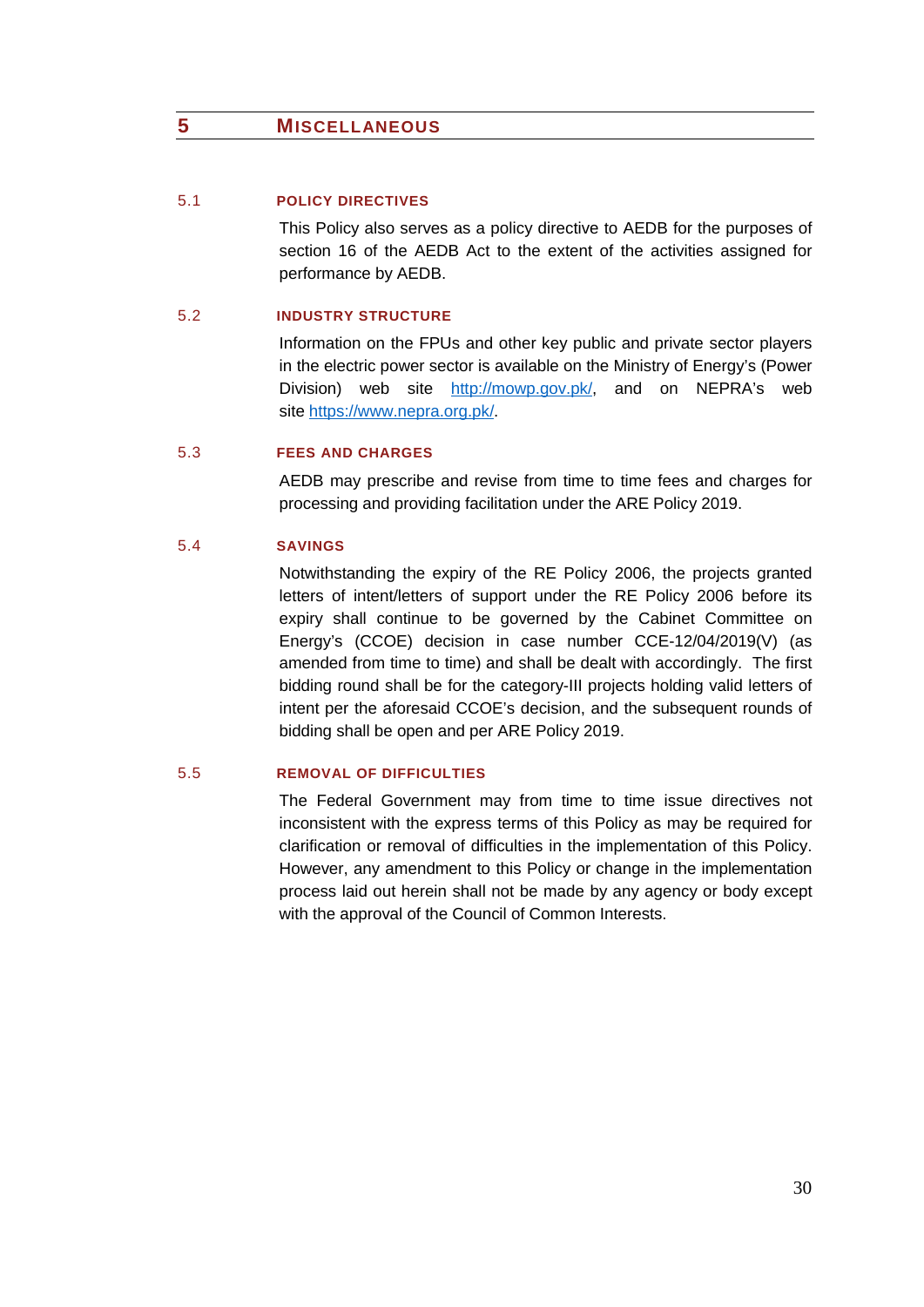# 5 MISCELLANEOUS

## 5.1 POLICY DIRECTIVES

This Policy also serves as a policy directive to AEDB for the purposes of section 16 of the AEDB Act to the extent of the activities assigned for performance by AEDB.

## 5.2 INDUSTRY STRUCTURE

Information on the FPUs and other key public and private sector players in the electric power sector is available on the Ministry of Energy's (Power Division) web site [http://mowp.gov.pk/](http://mowp.gov.pk/), and on NEPRA's web site [https://www.nepra.org.pk/](https://www.nepra.org.pk/).

## 5.3 FEES AND CHARGES

AEDB may prescribe and revise from time to time fees and charges for processing and providing facilitation under the ARE Policy 2019.

## 5.4 SAVINGS

Notwithstanding the expiry of the RE Policy 2006, the projects granted letters of intent/letters of support under the RE Policy 2006 before its expiry shall continue to be governed by the Cabinet Committee on Energy's (CCOE) decision in case number CCE-12/04/2019(V) (as amended from time to time) and shall be dealt with accordingly. The first bidding round shall be for the category-III projects holding valid letters of intent per the aforesaid CCOE's decision, and the subsequent rounds of bidding shall be open and per ARE Policy 2019.

## 5.5 REMOVAL OF DIFFICULTIES

The Federal Government may from time to time issue directives not inconsistent with the express terms of this Policy as may be required for clarification or removal of difficulties in the implementation of this Policy. However, any amendment to this Policy or change in the implementation process laid out herein shall not be made by any agency or body except with the approval of the Council of Common Interests.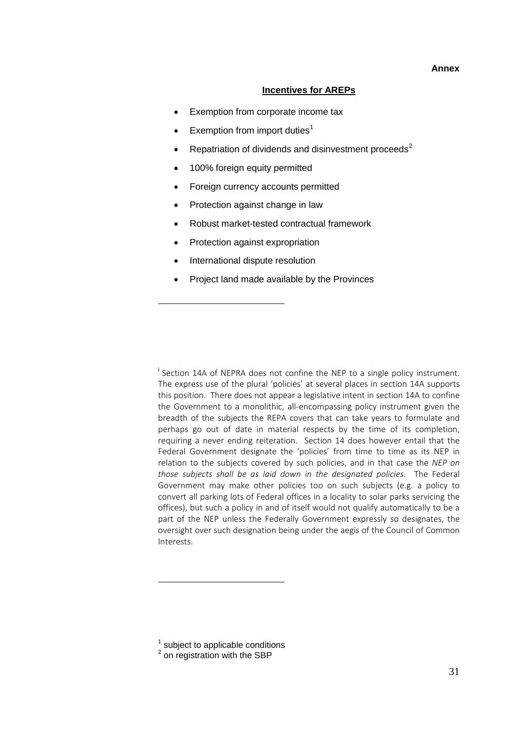**Annex**

## Incentives for AREPs

- Exemption from corporate income tax
- Exemption from import duties[1]
- Repatriation of dividends and disinvestment proceeds[2]
- 100% foreign equity permitted
- Foreign currency accounts permitted
- Protection against change in law
- Robust market-tested contractual framework
- Protection against expropriation
- International dispute resolution
- Project land made available by the Provinces

---

[i] Section 14A of NEPRA does not confine the NEP to a single policy instrument. The express use of the plural 'policies' at several places in section 14A supports this position. There does not appear a legislative intent in section 14A to confine the Government to a monolithic, all-encompassing policy instrument given the breadth of the subjects the REPA covers that can take years to formulate and perhaps go out of date in material respects by the time of its completion, requiring a never ending reiteration. Section 14 does however entail that the Federal Government designate the 'policies' from time to time as its NEP in relation to the subjects covered by such policies, and in that case the *NEP on those subjects shall be as laid down in the designated policies*. The Federal Government may make other policies too on such subjects (e.g. a policy to convert all parking lots of Federal offices in a locality to solar parks servicing the offices), but such a policy in and of itself would not qualify automatically to be a part of the NEP unless the Federally Government expressly so designates, the oversight over such designation being under the aegis of the Council of Common Interests.

---

[1] subject to applicable conditions

[2] on registration with the SBP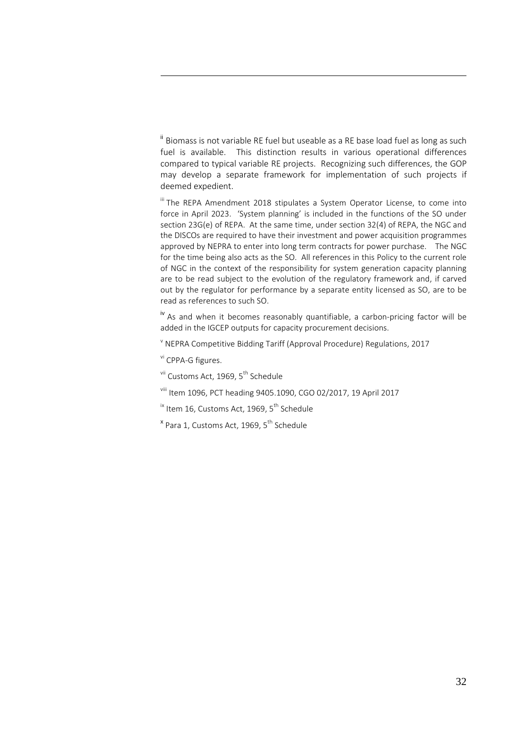[ii] Biomass is not variable RE fuel but useable as a RE base load fuel as long as such fuel is available. This distinction results in various operational differences compared to typical variable RE projects. Recognizing such differences, the GOP may develop a separate framework for implementation of such projects if deemed expedient.

[iii] The REPA Amendment 2018 stipulates a System Operator License, to come into force in April 2023. 'System planning' is included in the functions of the SO under section 23G(e) of REPA. At the same time, under section 32(4) of REPA, the NGC and the DISCOs are required to have their investment and power acquisition programmes approved by NEPRA to enter into long term contracts for power purchase. The NGC for the time being also acts as the SO. All references in this Policy to the current role of NGC in the context of the responsibility for system generation capacity planning are to be read subject to the evolution of the regulatory framework and, if carved out by the regulator for performance by a separate entity licensed as SO, are to be read as references to such SO.

[iv] As and when it becomes reasonably quantifiable, a carbon-pricing factor will be added in the IGCEP outputs for capacity procurement decisions.

[v] NEPRA Competitive Bidding Tariff (Approval Procedure) Regulations, 2017

[vi] CPPA-G figures.

[vii] Customs Act, 1969, 5th Schedule

[viii] Item 1096, PCT heading 9405.1090, CGO 02/2017, 19 April 2017

[ix] Item 16, Customs Act, 1969, 5th Schedule

[x] Para 1, Customs Act, 1969, 5th Schedule